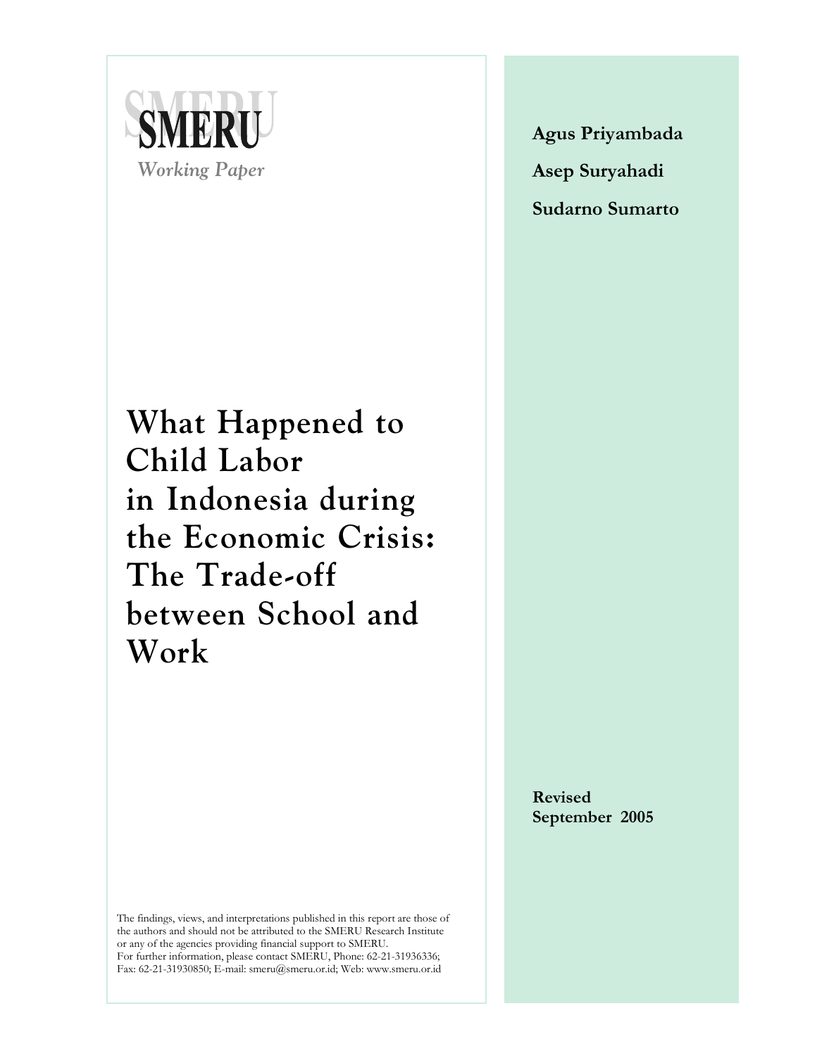SMERU

*Working Paper*

**Agus Priyambada**

**Asep Suryahadi**

**Sudarno Sumarto**

# What Happened to Child Labor in Indonesia during the Economic Crisis: The Trade-off between School and Work

**Revised**
**September 2005**

The findings, views, and interpretations published in this report are those of the authors and should not be attributed to the SMERU Research Institute or any of the agencies providing financial support to SMERU.
For further information, please contact SMERU, Phone: 62-21-31936336; Fax: 62-21-31930850; E-mail: smeru@smeru.or.id; Web: www.smeru.or.id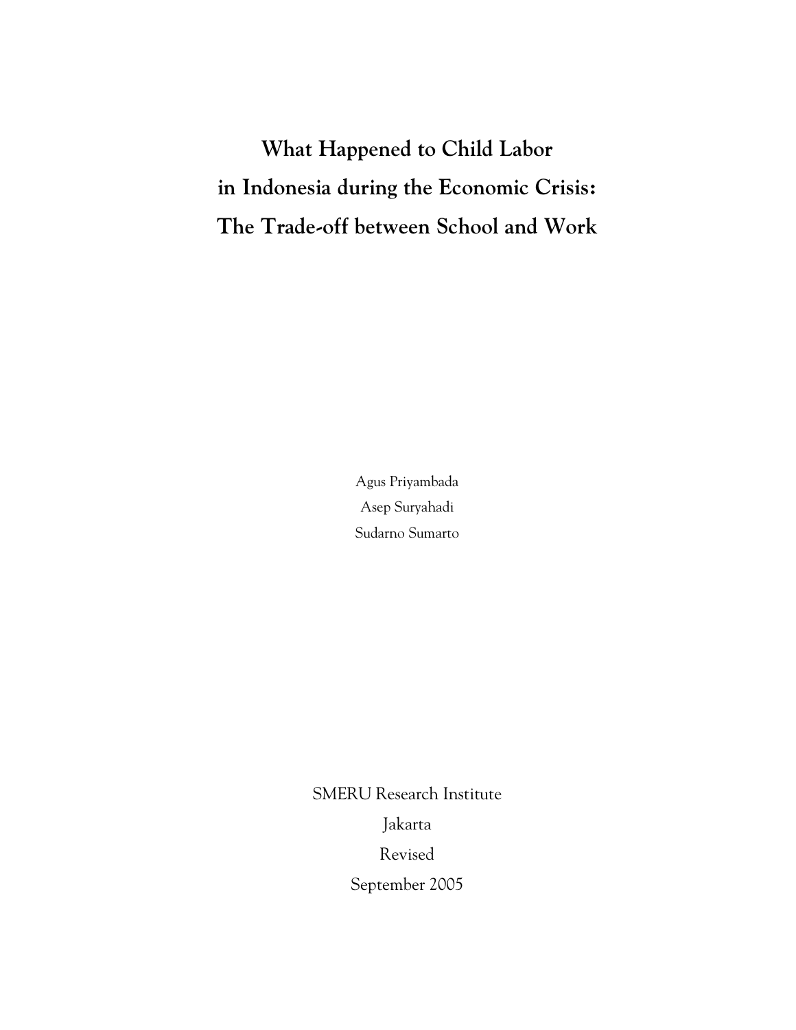# What Happened to Child Labor in Indonesia during the Economic Crisis: The Trade-off between School and Work

Agus Priyambada

Asep Suryahadi

Sudarno Sumarto

SMERU Research Institute

Jakarta

Revised

September 2005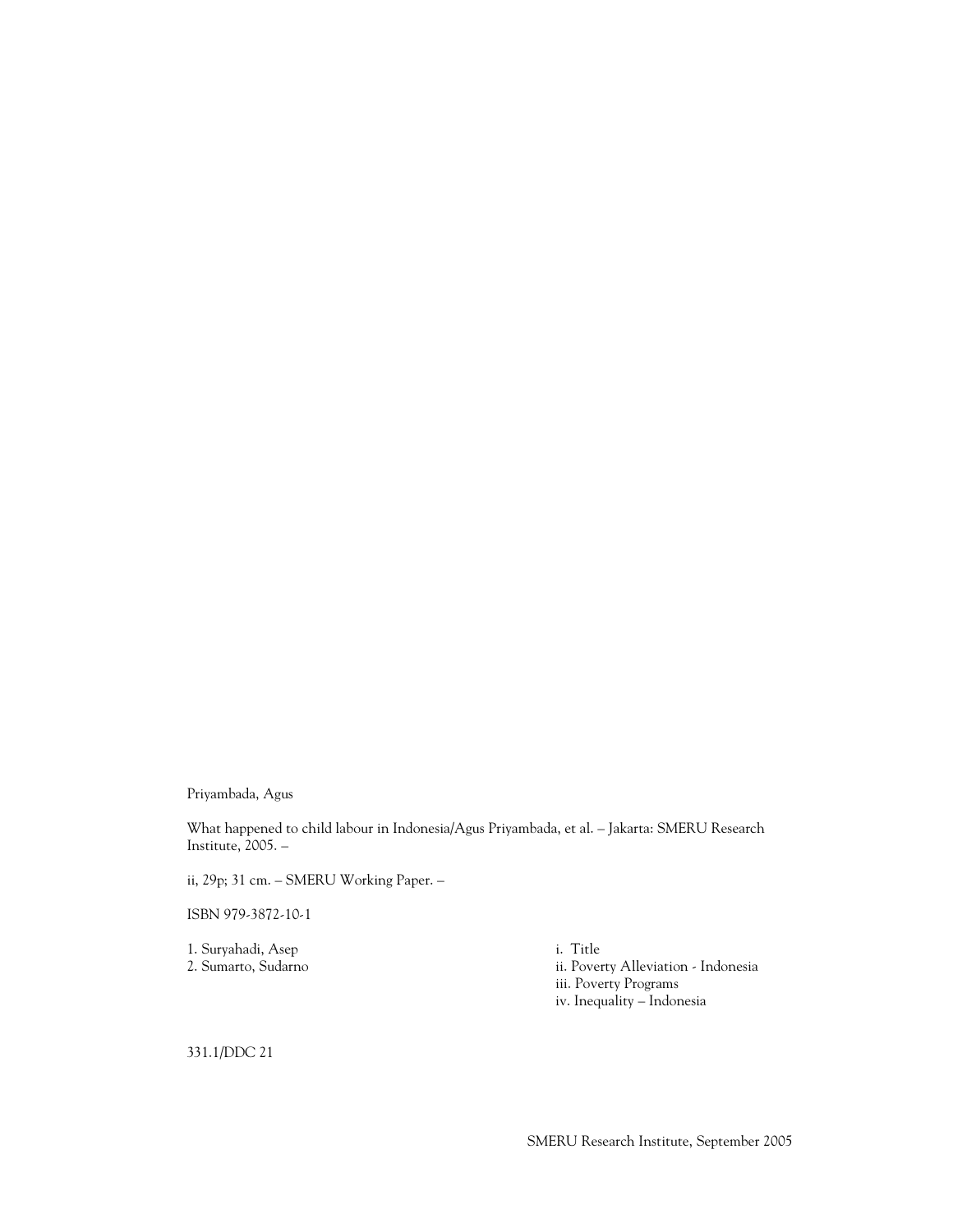Priyambada, Agus

What happened to child labour in Indonesia/Agus Priyambada, et al. – Jakarta: SMERU Research Institute, 2005. –

ii, 29p; 31 cm. – SMERU Working Paper. –

ISBN 979-3872-10-1

1. Suryahadi, Asep
2. Sumarto, Sudarno

i. Title
ii. Poverty Alleviation - Indonesia
iii. Poverty Programs
iv. Inequality – Indonesia

331.1/DDC 21

SMERU Research Institute, September 2005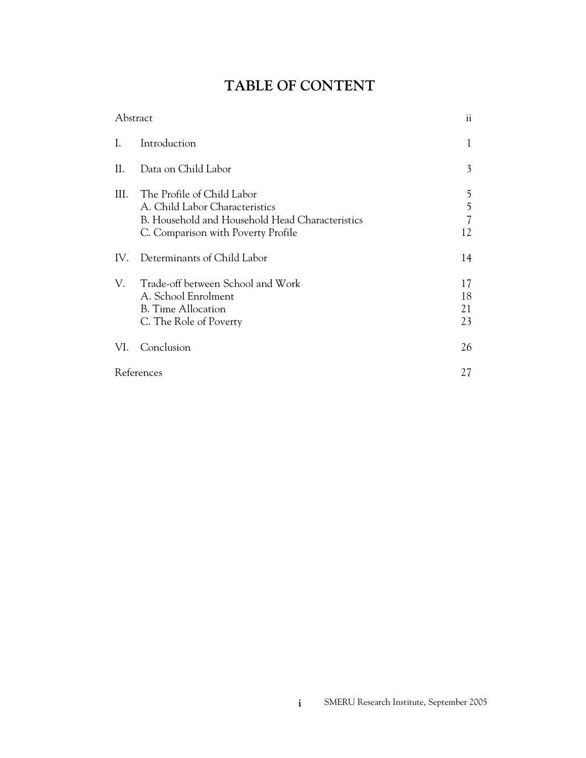# TABLE OF CONTENT

| | | |
|---|---|---|
| Abstract | | ii |
| I. | Introduction | 1 |
| II. | Data on Child Labor | 3 |
| III. | The Profile of Child Labor | 5 |
| | A. Child Labor Characteristics | 5 |
| | B. Household and Household Head Characteristics | 7 |
| | C. Comparison with Poverty Profile | 12 |
| IV. | Determinants of Child Labor | 14 |
| V. | Trade-off between School and Work | 17 |
| | A. School Enrolment | 18 |
| | B. Time Allocation | 21 |
| | C. The Role of Poverty | 23 |
| VI. | Conclusion | 26 |
| References | | 27 |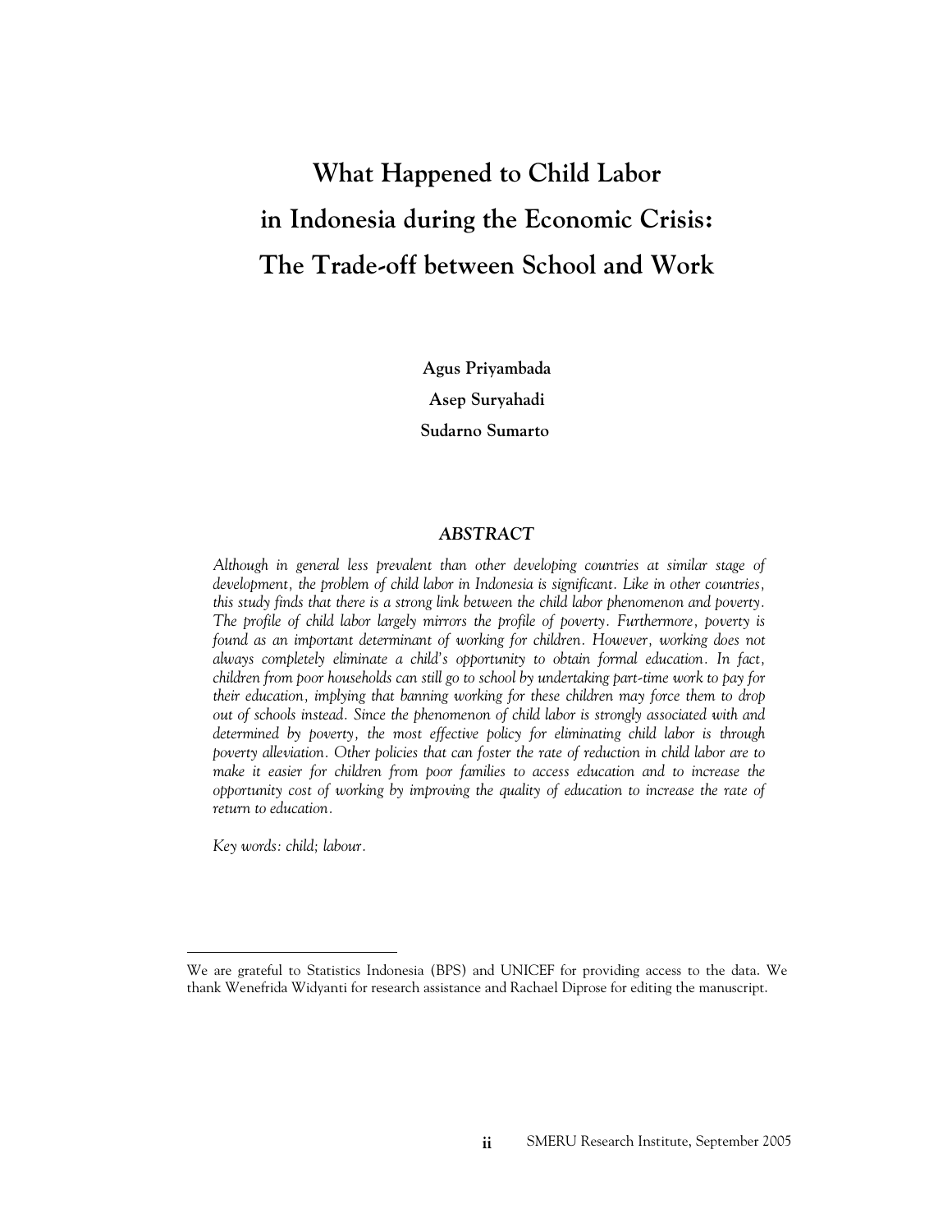# What Happened to Child Labor in Indonesia during the Economic Crisis: The Trade-off between School and Work

**Agus Priyambada**

**Asep Suryahadi**

**Sudarno Sumarto**

### *ABSTRACT*

*Although in general less prevalent than other developing countries at similar stage of development, the problem of child labor in Indonesia is significant. Like in other countries, this study finds that there is a strong link between the child labor phenomenon and poverty. The profile of child labor largely mirrors the profile of poverty. Furthermore, poverty is found as an important determinant of working for children. However, working does not always completely eliminate a child's opportunity to obtain formal education. In fact, children from poor households can still go to school by undertaking part-time work to pay for their education, implying that banning working for these children may force them to drop out of schools instead. Since the phenomenon of child labor is strongly associated with and determined by poverty, the most effective policy for eliminating child labor is through poverty alleviation. Other policies that can foster the rate of reduction in child labor are to make it easier for children from poor families to access education and to increase the opportunity cost of working by improving the quality of education to increase the rate of return to education.*

*Key words: child; labour.*

---

We are grateful to Statistics Indonesia (BPS) and UNICEF for providing access to the data. We thank Wenefrida Widyanti for research assistance and Rachael Diprose for editing the manuscript.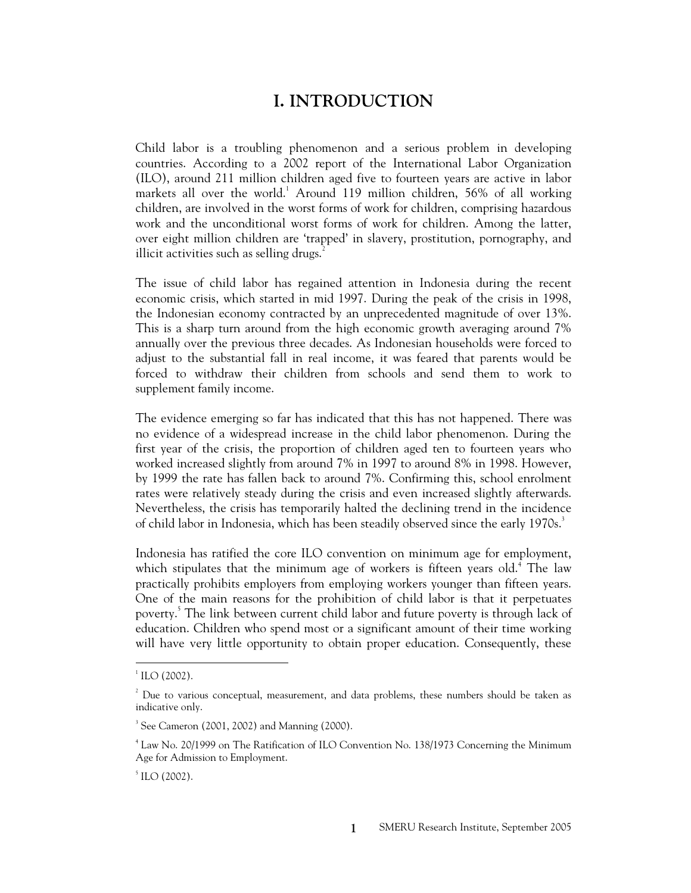# I. INTRODUCTION

Child labor is a troubling phenomenon and a serious problem in developing countries. According to a 2002 report of the International Labor Organization (ILO), around 211 million children aged five to fourteen years are active in labor markets all over the world.[1] Around 119 million children, 56% of all working children, are involved in the worst forms of work for children, comprising hazardous work and the unconditional worst forms of work for children. Among the latter, over eight million children are 'trapped' in slavery, prostitution, pornography, and illicit activities such as selling drugs.[2]

The issue of child labor has regained attention in Indonesia during the recent economic crisis, which started in mid 1997. During the peak of the crisis in 1998, the Indonesian economy contracted by an unprecedented magnitude of over 13%. This is a sharp turn around from the high economic growth averaging around 7% annually over the previous three decades. As Indonesian households were forced to adjust to the substantial fall in real income, it was feared that parents would be forced to withdraw their children from schools and send them to work to supplement family income.

The evidence emerging so far has indicated that this has not happened. There was no evidence of a widespread increase in the child labor phenomenon. During the first year of the crisis, the proportion of children aged ten to fourteen years who worked increased slightly from around 7% in 1997 to around 8% in 1998. However, by 1999 the rate has fallen back to around 7%. Confirming this, school enrolment rates were relatively steady during the crisis and even increased slightly afterwards. Nevertheless, the crisis has temporarily halted the declining trend in the incidence of child labor in Indonesia, which has been steadily observed since the early 1970s.[3]

Indonesia has ratified the core ILO convention on minimum age for employment, which stipulates that the minimum age of workers is fifteen years old.[4] The law practically prohibits employers from employing workers younger than fifteen years. One of the main reasons for the prohibition of child labor is that it perpetuates poverty.[5] The link between current child labor and future poverty is through lack of education. Children who spend most or a significant amount of their time working will have very little opportunity to obtain proper education. Consequently, these

---

[1] ILO (2002).

[2] Due to various conceptual, measurement, and data problems, these numbers should be taken as indicative only.

[3] See Cameron (2001, 2002) and Manning (2000).

[4] Law No. 20/1999 on The Ratification of ILO Convention No. 138/1973 Concerning the Minimum Age for Admission to Employment.

[5] ILO (2002).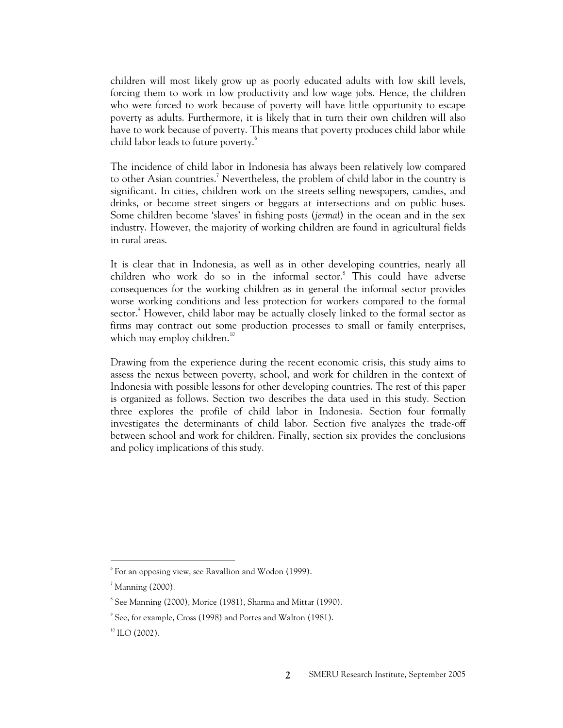children will most likely grow up as poorly educated adults with low skill levels, forcing them to work in low productivity and low wage jobs. Hence, the children who were forced to work because of poverty will have little opportunity to escape poverty as adults. Furthermore, it is likely that in turn their own children will also have to work because of poverty. This means that poverty produces child labor while child labor leads to future poverty.[6]

The incidence of child labor in Indonesia has always been relatively low compared to other Asian countries.[7] Nevertheless, the problem of child labor in the country is significant. In cities, children work on the streets selling newspapers, candies, and drinks, or become street singers or beggars at intersections and on public buses. Some children become 'slaves' in fishing posts (*jermal*) in the ocean and in the sex industry. However, the majority of working children are found in agricultural fields in rural areas.

It is clear that in Indonesia, as well as in other developing countries, nearly all children who work do so in the informal sector.[8] This could have adverse consequences for the working children as in general the informal sector provides worse working conditions and less protection for workers compared to the formal sector.[9] However, child labor may be actually closely linked to the formal sector as firms may contract out some production processes to small or family enterprises, which may employ children.[10]

Drawing from the experience during the recent economic crisis, this study aims to assess the nexus between poverty, school, and work for children in the context of Indonesia with possible lessons for other developing countries. The rest of this paper is organized as follows. Section two describes the data used in this study. Section three explores the profile of child labor in Indonesia. Section four formally investigates the determinants of child labor. Section five analyzes the trade-off between school and work for children. Finally, section six provides the conclusions and policy implications of this study.

---

[6] For an opposing view, see Ravallion and Wodon (1999).

[7] Manning (2000).

[8] See Manning (2000), Morice (1981), Sharma and Mittar (1990).

[9] See, for example, Cross (1998) and Portes and Walton (1981).

[10] ILO (2002).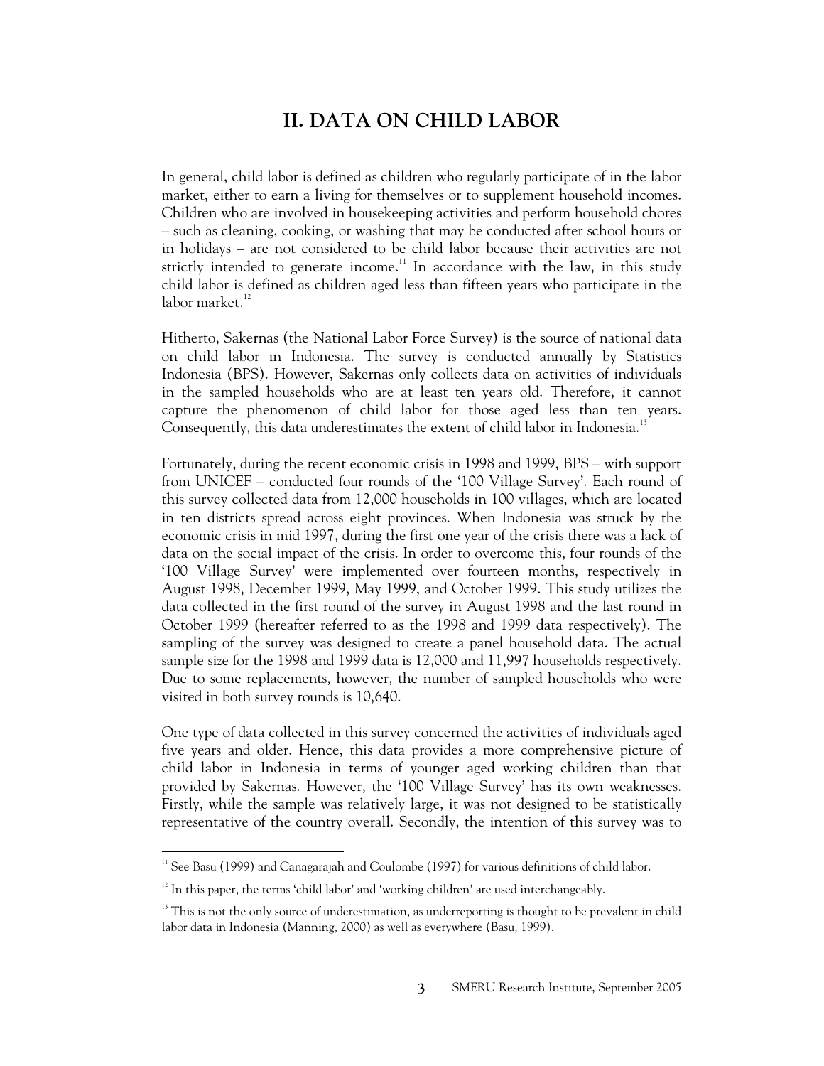## II. DATA ON CHILD LABOR

In general, child labor is defined as children who regularly participate of in the labor market, either to earn a living for themselves or to supplement household incomes. Children who are involved in housekeeping activities and perform household chores – such as cleaning, cooking, or washing that may be conducted after school hours or in holidays – are not considered to be child labor because their activities are not strictly intended to generate income.[11] In accordance with the law, in this study child labor is defined as children aged less than fifteen years who participate in the labor market.[12]

Hitherto, Sakernas (the National Labor Force Survey) is the source of national data on child labor in Indonesia. The survey is conducted annually by Statistics Indonesia (BPS). However, Sakernas only collects data on activities of individuals in the sampled households who are at least ten years old. Therefore, it cannot capture the phenomenon of child labor for those aged less than ten years. Consequently, this data underestimates the extent of child labor in Indonesia.[13]

Fortunately, during the recent economic crisis in 1998 and 1999, BPS – with support from UNICEF – conducted four rounds of the '100 Village Survey'. Each round of this survey collected data from 12,000 households in 100 villages, which are located in ten districts spread across eight provinces. When Indonesia was struck by the economic crisis in mid 1997, during the first one year of the crisis there was a lack of data on the social impact of the crisis. In order to overcome this, four rounds of the '100 Village Survey' were implemented over fourteen months, respectively in August 1998, December 1999, May 1999, and October 1999. This study utilizes the data collected in the first round of the survey in August 1998 and the last round in October 1999 (hereafter referred to as the 1998 and 1999 data respectively). The sampling of the survey was designed to create a panel household data. The actual sample size for the 1998 and 1999 data is 12,000 and 11,997 households respectively. Due to some replacements, however, the number of sampled households who were visited in both survey rounds is 10,640.

One type of data collected in this survey concerned the activities of individuals aged five years and older. Hence, this data provides a more comprehensive picture of child labor in Indonesia in terms of younger aged working children than that provided by Sakernas. However, the '100 Village Survey' has its own weaknesses. Firstly, while the sample was relatively large, it was not designed to be statistically representative of the country overall. Secondly, the intention of this survey was to

---

[11] See Basu (1999) and Canagarajah and Coulombe (1997) for various definitions of child labor.

[12] In this paper, the terms 'child labor' and 'working children' are used interchangeably.

[13] This is not the only source of underestimation, as underreporting is thought to be prevalent in child labor data in Indonesia (Manning, 2000) as well as everywhere (Basu, 1999).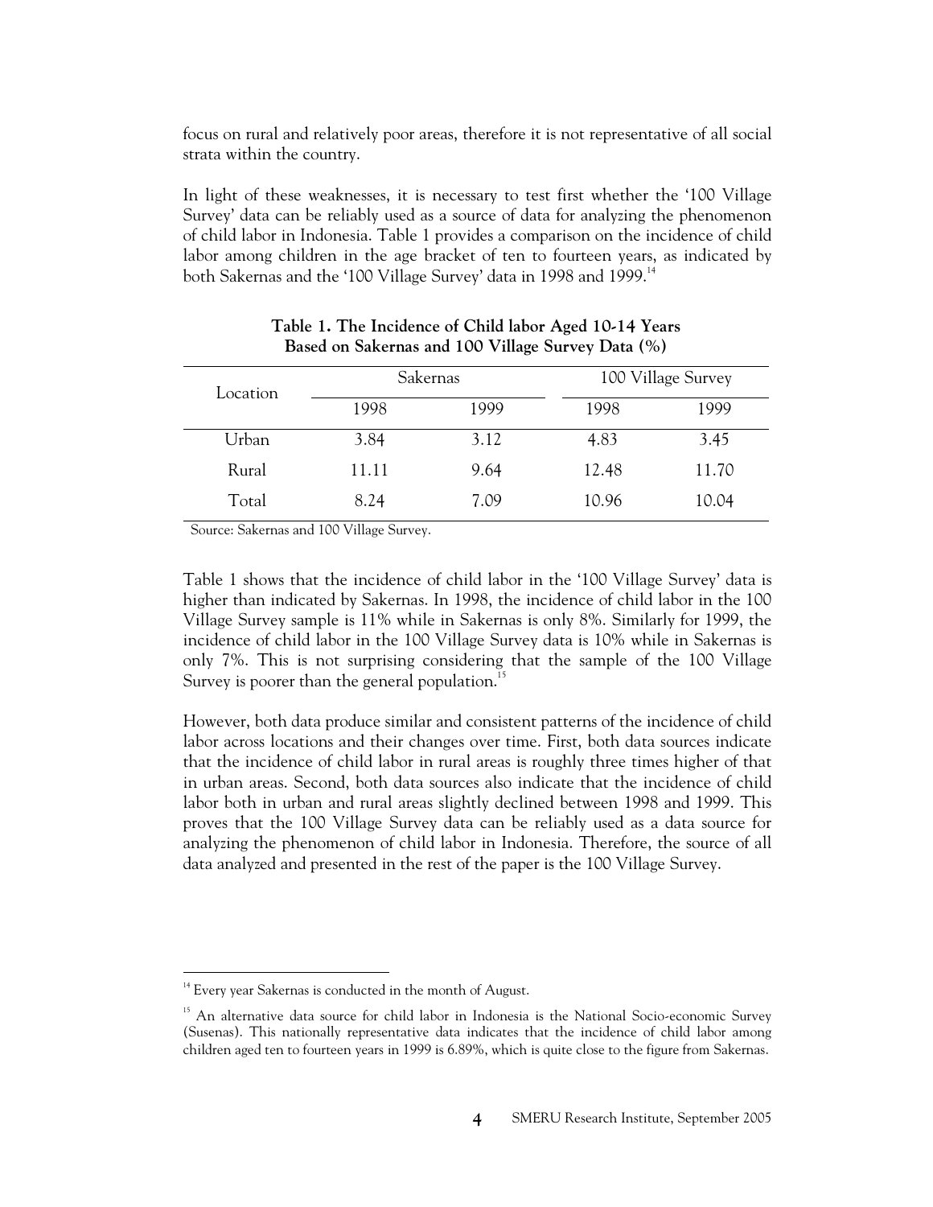focus on rural and relatively poor areas, therefore it is not representative of all social strata within the country.

In light of these weaknesses, it is necessary to test first whether the '100 Village Survey' data can be reliably used as a source of data for analyzing the phenomenon of child labor in Indonesia. Table 1 provides a comparison on the incidence of child labor among children in the age bracket of ten to fourteen years, as indicated by both Sakernas and the '100 Village Survey' data in 1998 and 1999.[14]

**Table 1. The Incidence of Child labor Aged 10-14 Years Based on Sakernas and 100 Village Survey Data (%)**

| Location | Sakernas | | 100 Village Survey | |
|---|---|---|---|---|
| | 1998 | 1999 | 1998 | 1999 |
| Urban | 3.84 | 3.12 | 4.83 | 3.45 |
| Rural | 11.11 | 9.64 | 12.48 | 11.70 |
| Total | 8.24 | 7.09 | 10.96 | 10.04 |

Source: Sakernas and 100 Village Survey.

Table 1 shows that the incidence of child labor in the '100 Village Survey' data is higher than indicated by Sakernas. In 1998, the incidence of child labor in the 100 Village Survey sample is 11% while in Sakernas is only 8%. Similarly for 1999, the incidence of child labor in the 100 Village Survey data is 10% while in Sakernas is only 7%. This is not surprising considering that the sample of the 100 Village Survey is poorer than the general population.[15]

However, both data produce similar and consistent patterns of the incidence of child labor across locations and their changes over time. First, both data sources indicate that the incidence of child labor in rural areas is roughly three times higher of that in urban areas. Second, both data sources also indicate that the incidence of child labor both in urban and rural areas slightly declined between 1998 and 1999. This proves that the 100 Village Survey data can be reliably used as a data source for analyzing the phenomenon of child labor in Indonesia. Therefore, the source of all data analyzed and presented in the rest of the paper is the 100 Village Survey.

[14] Every year Sakernas is conducted in the month of August.

[15] An alternative data source for child labor in Indonesia is the National Socio-economic Survey (Susenas). This nationally representative data indicates that the incidence of child labor among children aged ten to fourteen years in 1999 is 6.89%, which is quite close to the figure from Sakernas.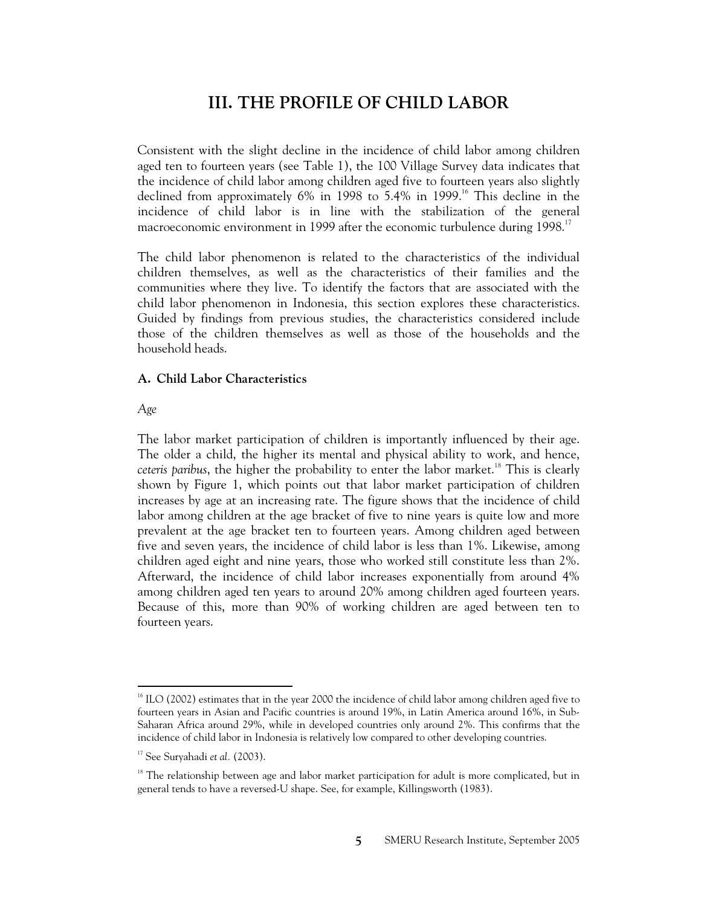# III. THE PROFILE OF CHILD LABOR

Consistent with the slight decline in the incidence of child labor among children aged ten to fourteen years (see Table 1), the 100 Village Survey data indicates that the incidence of child labor among children aged five to fourteen years also slightly declined from approximately 6% in 1998 to 5.4% in 1999.[16] This decline in the incidence of child labor is in line with the stabilization of the general macroeconomic environment in 1999 after the economic turbulence during 1998.[17]

The child labor phenomenon is related to the characteristics of the individual children themselves, as well as the characteristics of their families and the communities where they live. To identify the factors that are associated with the child labor phenomenon in Indonesia, this section explores these characteristics. Guided by findings from previous studies, the characteristics considered include those of the children themselves as well as those of the households and the household heads.

## A. Child Labor Characteristics

*Age*

The labor market participation of children is importantly influenced by their age. The older a child, the higher its mental and physical ability to work, and hence, *ceteris paribus*, the higher the probability to enter the labor market.[18] This is clearly shown by Figure 1, which points out that labor market participation of children increases by age at an increasing rate. The figure shows that the incidence of child labor among children at the age bracket of five to nine years is quite low and more prevalent at the age bracket ten to fourteen years. Among children aged between five and seven years, the incidence of child labor is less than 1%. Likewise, among children aged eight and nine years, those who worked still constitute less than 2%. Afterward, the incidence of child labor increases exponentially from around 4% among children aged ten years to around 20% among children aged fourteen years. Because of this, more than 90% of working children are aged between ten to fourteen years.

---

[16] ILO (2002) estimates that in the year 2000 the incidence of child labor among children aged five to fourteen years in Asian and Pacific countries is around 19%, in Latin America around 16%, in Sub-Saharan Africa around 29%, while in developed countries only around 2%. This confirms that the incidence of child labor in Indonesia is relatively low compared to other developing countries.

[17] See Suryahadi *et al.* (2003).

[18] The relationship between age and labor market participation for adult is more complicated, but in general tends to have a reversed-U shape. See, for example, Killingsworth (1983).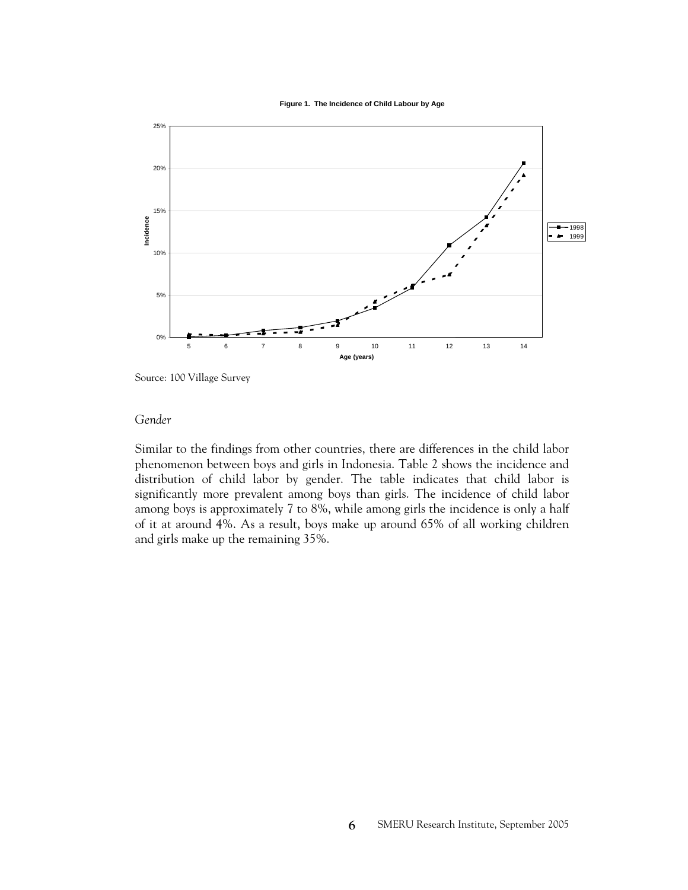**Figure 1. The Incidence of Child Labour by Age**

Source: 100 Village Survey

*Gender*

Similar to the findings from other countries, there are differences in the child labor phenomenon between boys and girls in Indonesia. Table 2 shows the incidence and distribution of child labor by gender. The table indicates that child labor is significantly more prevalent among boys than girls. The incidence of child labor among boys is approximately 7 to 8%, while among girls the incidence is only a half of it at around 4%. As a result, boys make up around 65% of all working children and girls make up the remaining 35%.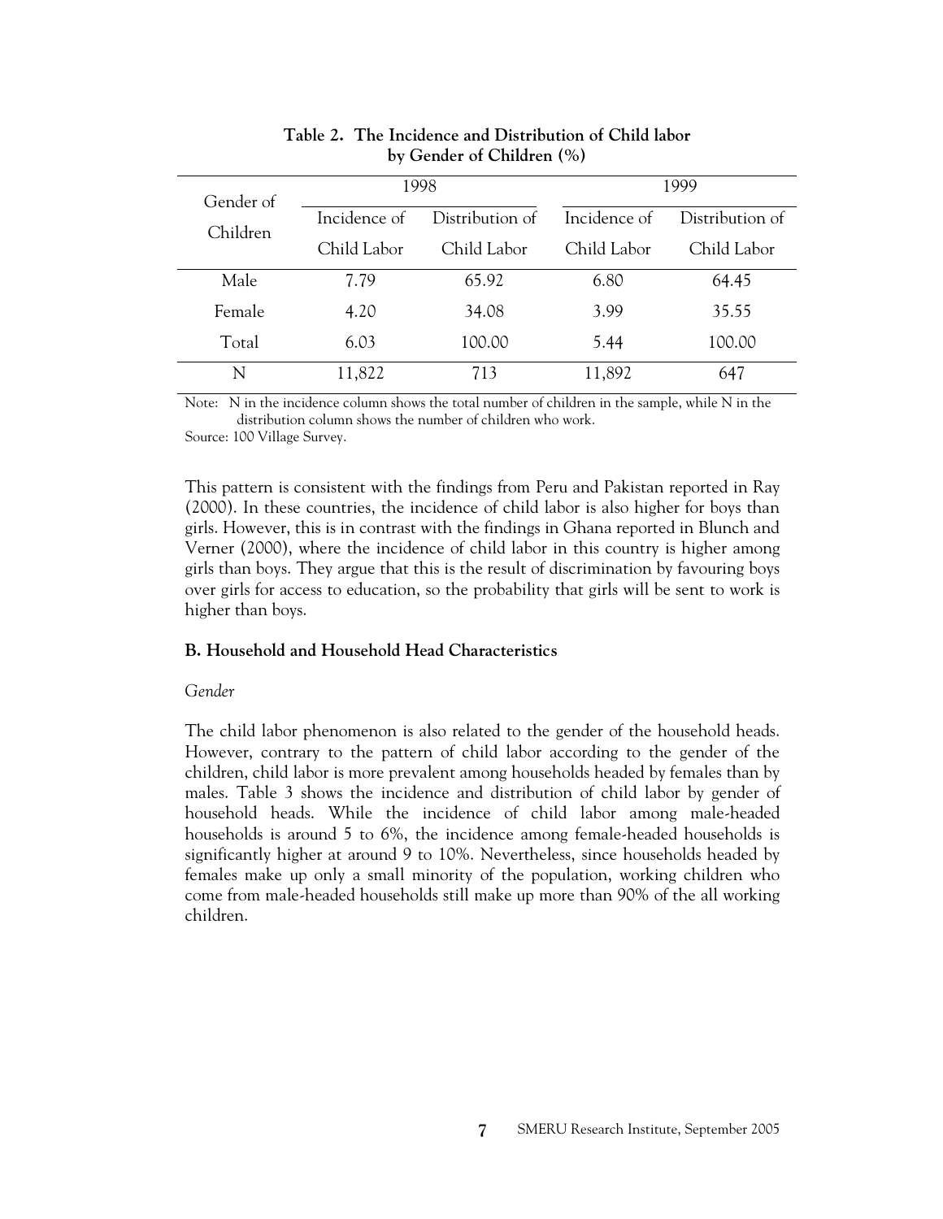**Table 2. The Incidence and Distribution of Child labor by Gender of Children (%)**

| Gender of Children | 1998 | | 1999 | |
|---|---|---|---|---|
| | Incidence of Child Labor | Distribution of Child Labor | Incidence of Child Labor | Distribution of Child Labor |
| Male | 7.79 | 65.92 | 6.80 | 64.45 |
| Female | 4.20 | 34.08 | 3.99 | 35.55 |
| Total | 6.03 | 100.00 | 5.44 | 100.00 |
| N | 11,822 | 713 | 11,892 | 647 |

Note: N in the incidence column shows the total number of children in the sample, while N in the distribution column shows the number of children who work.

Source: 100 Village Survey.

This pattern is consistent with the findings from Peru and Pakistan reported in Ray (2000). In these countries, the incidence of child labor is also higher for boys than girls. However, this is in contrast with the findings in Ghana reported in Blunch and Verner (2000), where the incidence of child labor in this country is higher among girls than boys. They argue that this is the result of discrimination by favouring boys over girls for access to education, so the probability that girls will be sent to work is higher than boys.

### B. Household and Household Head Characteristics

*Gender*

The child labor phenomenon is also related to the gender of the household heads. However, contrary to the pattern of child labor according to the gender of the children, child labor is more prevalent among households headed by females than by males. Table 3 shows the incidence and distribution of child labor by gender of household heads. While the incidence of child labor among male-headed households is around 5 to 6%, the incidence among female-headed households is significantly higher at around 9 to 10%. Nevertheless, since households headed by females make up only a small minority of the population, working children who come from male-headed households still make up more than 90% of the all working children.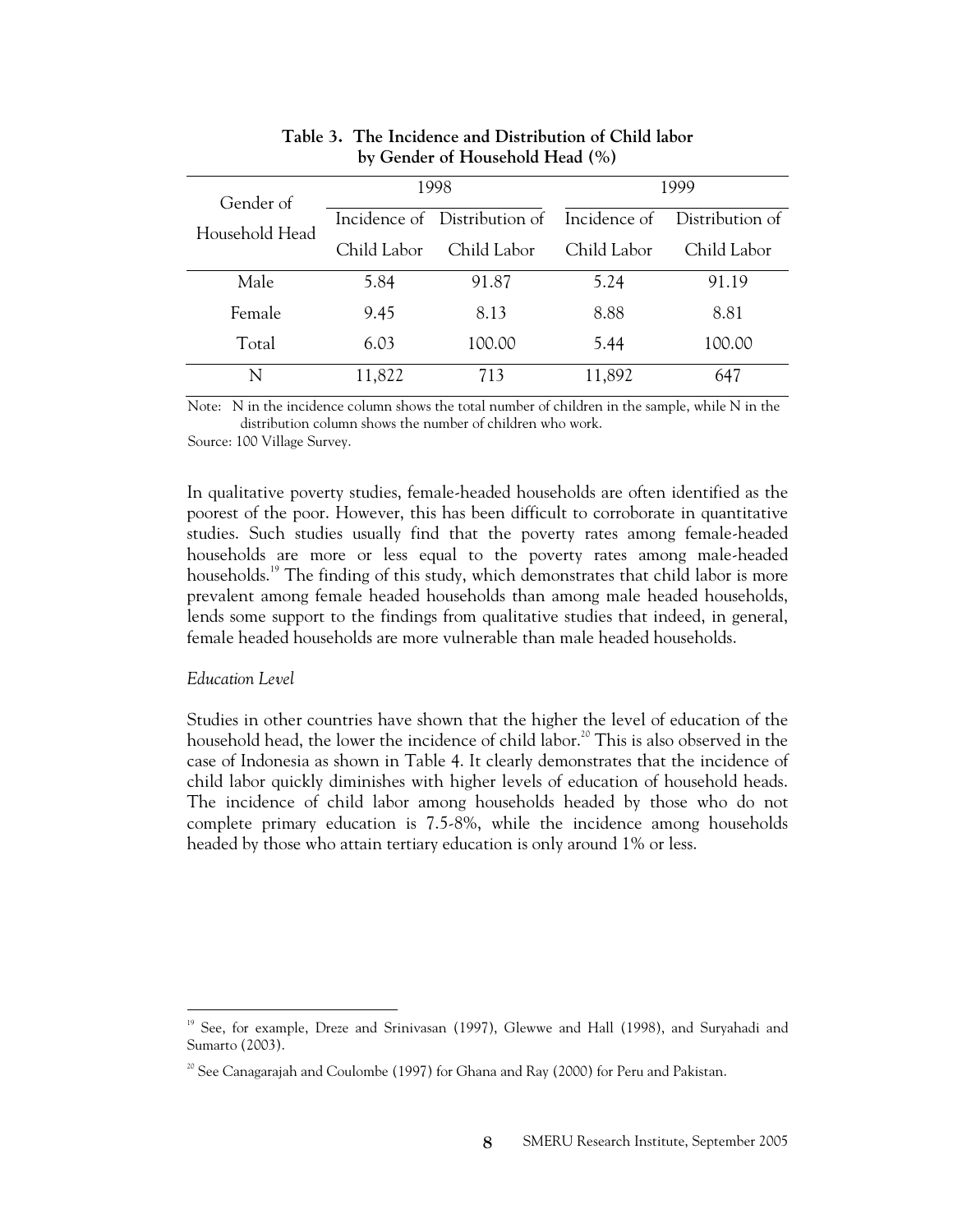**Table 3. The Incidence and Distribution of Child labor by Gender of Household Head (%)**

| Gender of Household Head | 1998 | | 1999 | |
|---|---|---|---|---|
| | Incidence of Child Labor | Distribution of Child Labor | Incidence of Child Labor | Distribution of Child Labor |
| Male | 5.84 | 91.87 | 5.24 | 91.19 |
| Female | 9.45 | 8.13 | 8.88 | 8.81 |
| Total | 6.03 | 100.00 | 5.44 | 100.00 |
| N | 11,822 | 713 | 11,892 | 647 |

Note: N in the incidence column shows the total number of children in the sample, while N in the distribution column shows the number of children who work.

Source: 100 Village Survey.

In qualitative poverty studies, female-headed households are often identified as the poorest of the poor. However, this has been difficult to corroborate in quantitative studies. Such studies usually find that the poverty rates among female-headed households are more or less equal to the poverty rates among male-headed households.[19] The finding of this study, which demonstrates that child labor is more prevalent among female headed households than among male headed households, lends some support to the findings from qualitative studies that indeed, in general, female headed households are more vulnerable than male headed households.

*Education Level*

Studies in other countries have shown that the higher the level of education of the household head, the lower the incidence of child labor.[20] This is also observed in the case of Indonesia as shown in Table 4. It clearly demonstrates that the incidence of child labor quickly diminishes with higher levels of education of household heads. The incidence of child labor among households headed by those who do not complete primary education is 7.5-8%, while the incidence among households headed by those who attain tertiary education is only around 1% or less.

---

[19] See, for example, Dreze and Srinivasan (1997), Glewwe and Hall (1998), and Suryahadi and Sumarto (2003).

[20] See Canagarajah and Coulombe (1997) for Ghana and Ray (2000) for Peru and Pakistan.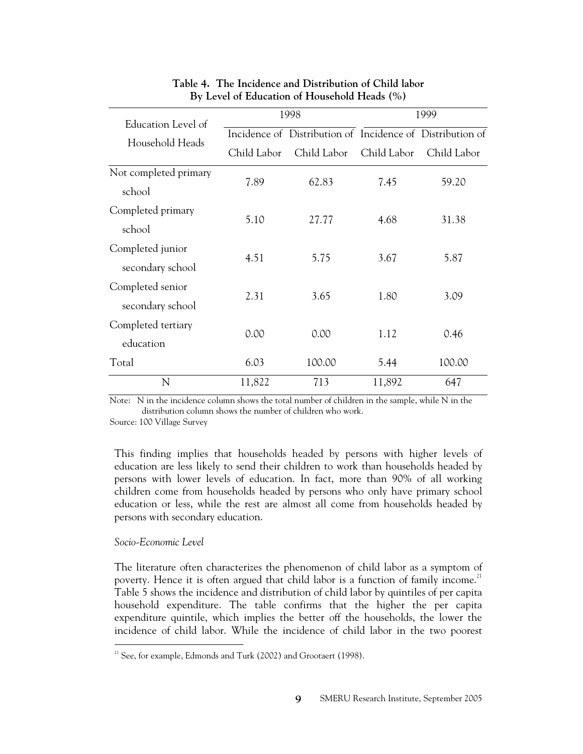**Table 4. The Incidence and Distribution of Child labor By Level of Education of Household Heads (%)**

| Education Level of Household Heads | 1998 | | 1999 | |
|---|---|---|---|---|
| | Incidence of Child Labor | Distribution of Child Labor | Incidence of Child Labor | Distribution of Child Labor |
| Not completed primary school | 7.89 | 62.83 | 7.45 | 59.20 |
| Completed primary school | 5.10 | 27.77 | 4.68 | 31.38 |
| Completed junior secondary school | 4.51 | 5.75 | 3.67 | 5.87 |
| Completed senior secondary school | 2.31 | 3.65 | 1.80 | 3.09 |
| Completed tertiary education | 0.00 | 0.00 | 1.12 | 0.46 |
| Total | 6.03 | 100.00 | 5.44 | 100.00 |
| N | 11,822 | 713 | 11,892 | 647 |

Note: N in the incidence column shows the total number of children in the sample, while N in the distribution column shows the number of children who work.

Source: 100 Village Survey

This finding implies that households headed by persons with higher levels of education are less likely to send their children to work than households headed by persons with lower levels of education. In fact, more than 90% of all working children come from households headed by persons who only have primary school education or less, while the rest are almost all come from households headed by persons with secondary education.

*Socio-Economic Level*

The literature often characterizes the phenomenon of child labor as a symptom of poverty. Hence it is often argued that child labor is a function of family income.[21] Table 5 shows the incidence and distribution of child labor by quintiles of per capita household expenditure. The table confirms that the higher the per capita expenditure quintile, which implies the better off the households, the lower the incidence of child labor. While the incidence of child labor in the two poorest

[21] See, for example, Edmonds and Turk (2002) and Grootaert (1998).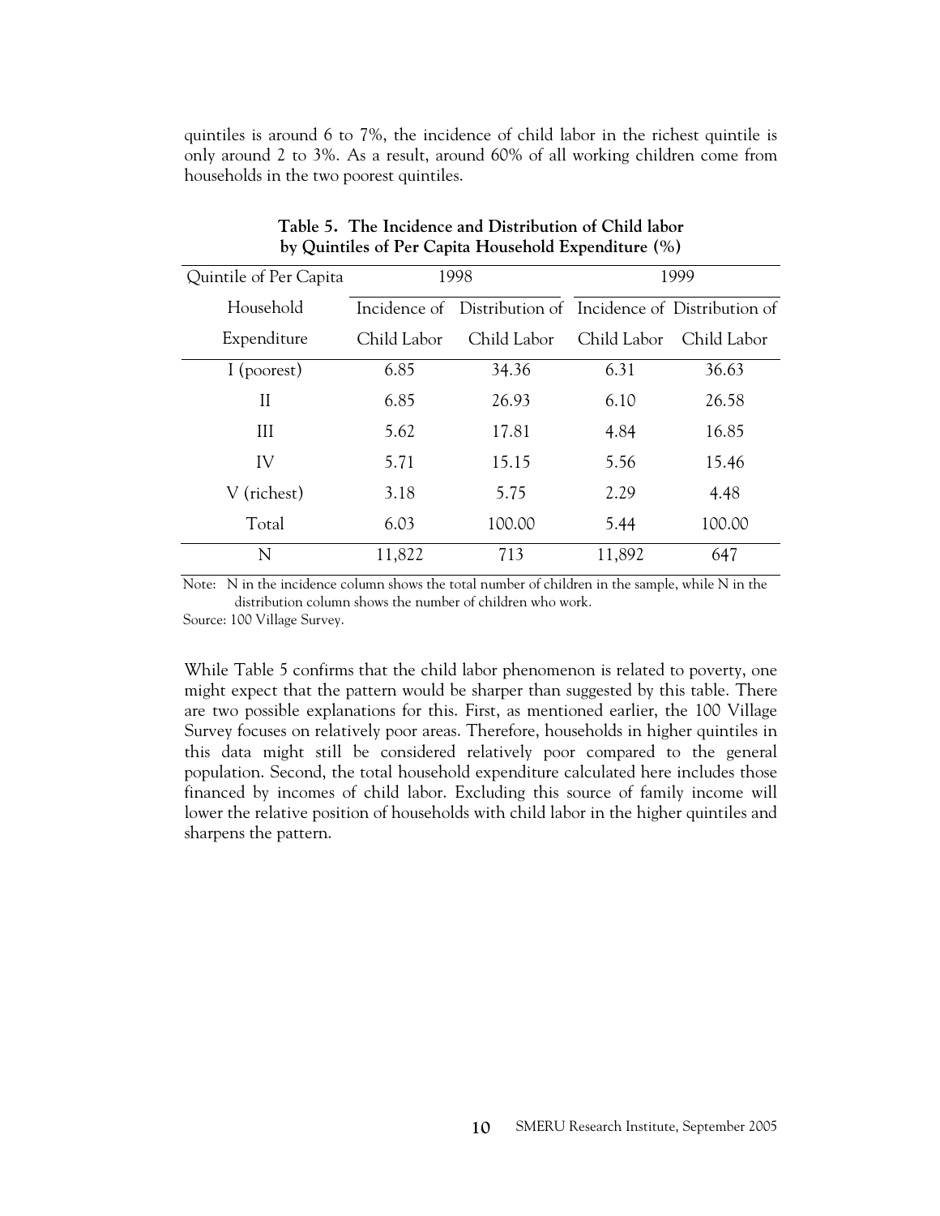quintiles is around 6 to 7%, the incidence of child labor in the richest quintile is only around 2 to 3%. As a result, around 60% of all working children come from households in the two poorest quintiles.

**Table 5. The Incidence and Distribution of Child labor by Quintiles of Per Capita Household Expenditure (%)**

| Quintile of Per Capita Household Expenditure | 1998 | | 1999 | |
|---|---|---|---|---|
| | Incidence of Child Labor | Distribution of Child Labor | Incidence of Child Labor | Distribution of Child Labor |
| I (poorest) | 6.85 | 34.36 | 6.31 | 36.63 |
| II | 6.85 | 26.93 | 6.10 | 26.58 |
| III | 5.62 | 17.81 | 4.84 | 16.85 |
| IV | 5.71 | 15.15 | 5.56 | 15.46 |
| V (richest) | 3.18 | 5.75 | 2.29 | 4.48 |
| Total | 6.03 | 100.00 | 5.44 | 100.00 |
| N | 11,822 | 713 | 11,892 | 647 |

Note: N in the incidence column shows the total number of children in the sample, while N in the distribution column shows the number of children who work.

Source: 100 Village Survey.

While Table 5 confirms that the child labor phenomenon is related to poverty, one might expect that the pattern would be sharper than suggested by this table. There are two possible explanations for this. First, as mentioned earlier, the 100 Village Survey focuses on relatively poor areas. Therefore, households in higher quintiles in this data might still be considered relatively poor compared to the general population. Second, the total household expenditure calculated here includes those financed by incomes of child labor. Excluding this source of family income will lower the relative position of households with child labor in the higher quintiles and sharpens the pattern.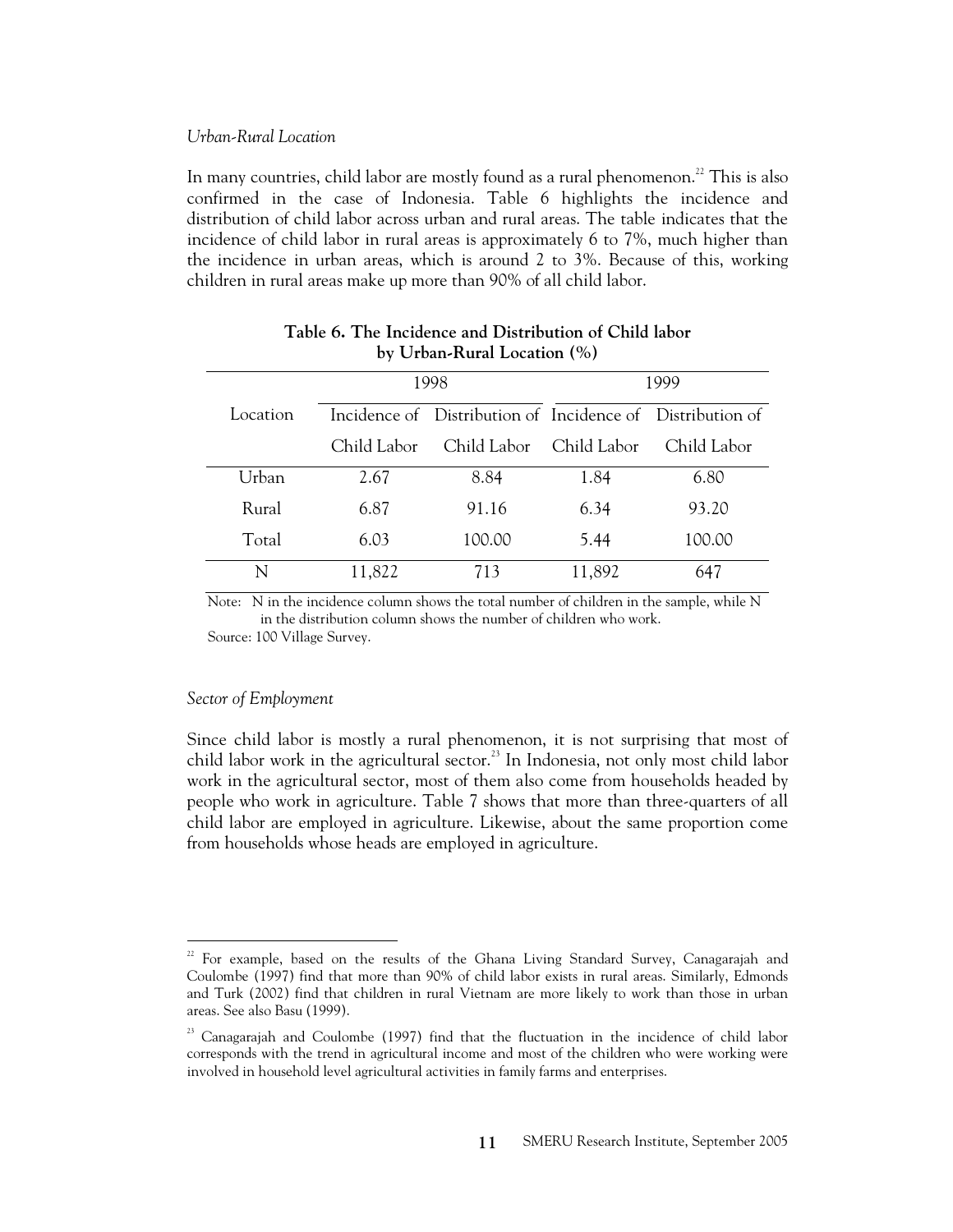*Urban-Rural Location*

In many countries, child labor are mostly found as a rural phenomenon.[22] This is also confirmed in the case of Indonesia. Table 6 highlights the incidence and distribution of child labor across urban and rural areas. The table indicates that the incidence of child labor in rural areas is approximately 6 to 7%, much higher than the incidence in urban areas, which is around 2 to 3%. Because of this, working children in rural areas make up more than 90% of all child labor.

**Table 6. The Incidence and Distribution of Child labor by Urban-Rural Location (%)**

| Location | 1998 | | 1999 | |
|---|---|---|---|---|
| | Incidence of Child Labor | Distribution of Child Labor | Incidence of Child Labor | Distribution of Child Labor |
| Urban | 2.67 | 8.84 | 1.84 | 6.80 |
| Rural | 6.87 | 91.16 | 6.34 | 93.20 |
| Total | 6.03 | 100.00 | 5.44 | 100.00 |
| N | 11,822 | 713 | 11,892 | 647 |

Note: N in the incidence column shows the total number of children in the sample, while N in the distribution column shows the number of children who work.

Source: 100 Village Survey.

*Sector of Employment*

Since child labor is mostly a rural phenomenon, it is not surprising that most of child labor work in the agricultural sector.[23] In Indonesia, not only most child labor work in the agricultural sector, most of them also come from households headed by people who work in agriculture. Table 7 shows that more than three-quarters of all child labor are employed in agriculture. Likewise, about the same proportion come from households whose heads are employed in agriculture.

[22] For example, based on the results of the Ghana Living Standard Survey, Canagarajah and Coulombe (1997) find that more than 90% of child labor exists in rural areas. Similarly, Edmonds and Turk (2002) find that children in rural Vietnam are more likely to work than those in urban areas. See also Basu (1999).

[23] Canagarajah and Coulombe (1997) find that the fluctuation in the incidence of child labor corresponds with the trend in agricultural income and most of the children who were working were involved in household level agricultural activities in family farms and enterprises.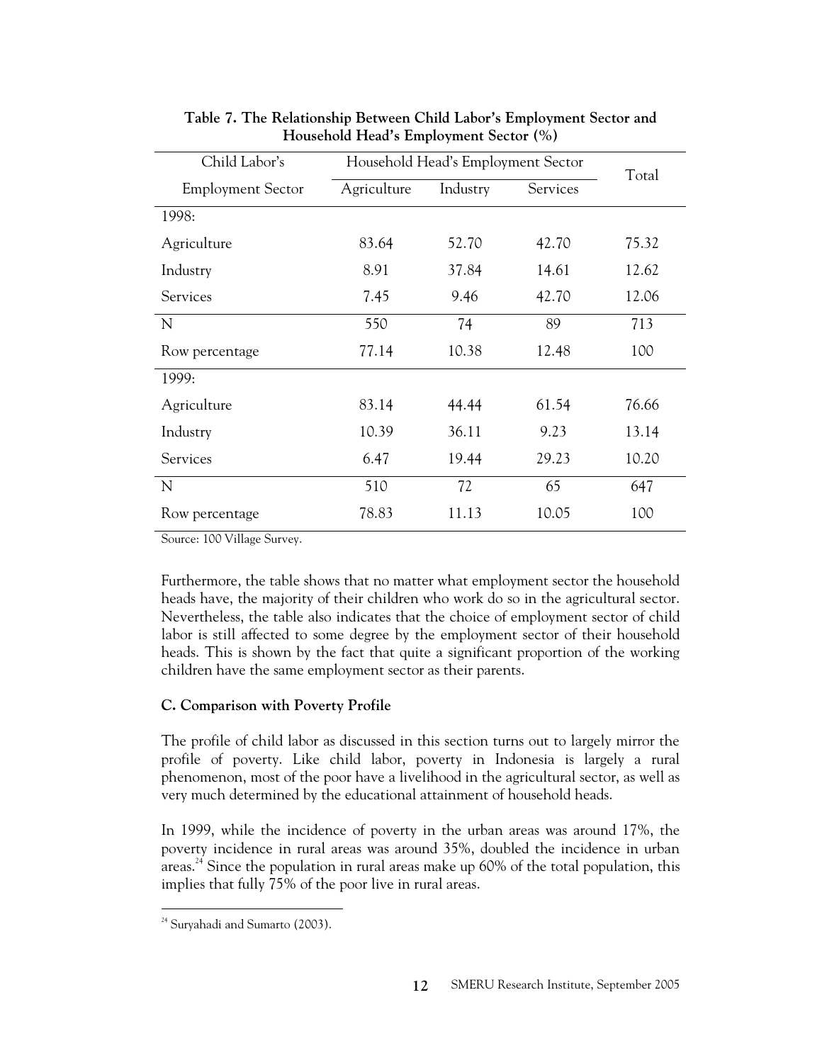**Table 7. The Relationship Between Child Labor's Employment Sector and Household Head's Employment Sector (%)**

| Child Labor's Employment Sector | Household Head's Employment Sector | | | Total |
|---|---|---|---|---|
| | Agriculture | Industry | Services | |
| 1998: | | | | |
| Agriculture | 83.64 | 52.70 | 42.70 | 75.32 |
| Industry | 8.91 | 37.84 | 14.61 | 12.62 |
| Services | 7.45 | 9.46 | 42.70 | 12.06 |
| N | 550 | 74 | 89 | 713 |
| Row percentage | 77.14 | 10.38 | 12.48 | 100 |
| 1999: | | | | |
| Agriculture | 83.14 | 44.44 | 61.54 | 76.66 |
| Industry | 10.39 | 36.11 | 9.23 | 13.14 |
| Services | 6.47 | 19.44 | 29.23 | 10.20 |
| N | 510 | 72 | 65 | 647 |
| Row percentage | 78.83 | 11.13 | 10.05 | 100 |

Source: 100 Village Survey.

Furthermore, the table shows that no matter what employment sector the household heads have, the majority of their children who work do so in the agricultural sector. Nevertheless, the table also indicates that the choice of employment sector of child labor is still affected to some degree by the employment sector of their household heads. This is shown by the fact that quite a significant proportion of the working children have the same employment sector as their parents.

### C. Comparison with Poverty Profile

The profile of child labor as discussed in this section turns out to largely mirror the profile of poverty. Like child labor, poverty in Indonesia is largely a rural phenomenon, most of the poor have a livelihood in the agricultural sector, as well as very much determined by the educational attainment of household heads.

In 1999, while the incidence of poverty in the urban areas was around 17%, the poverty incidence in rural areas was around 35%, doubled the incidence in urban areas.[24] Since the population in rural areas make up 60% of the total population, this implies that fully 75% of the poor live in rural areas.

[24] Suryahadi and Sumarto (2003).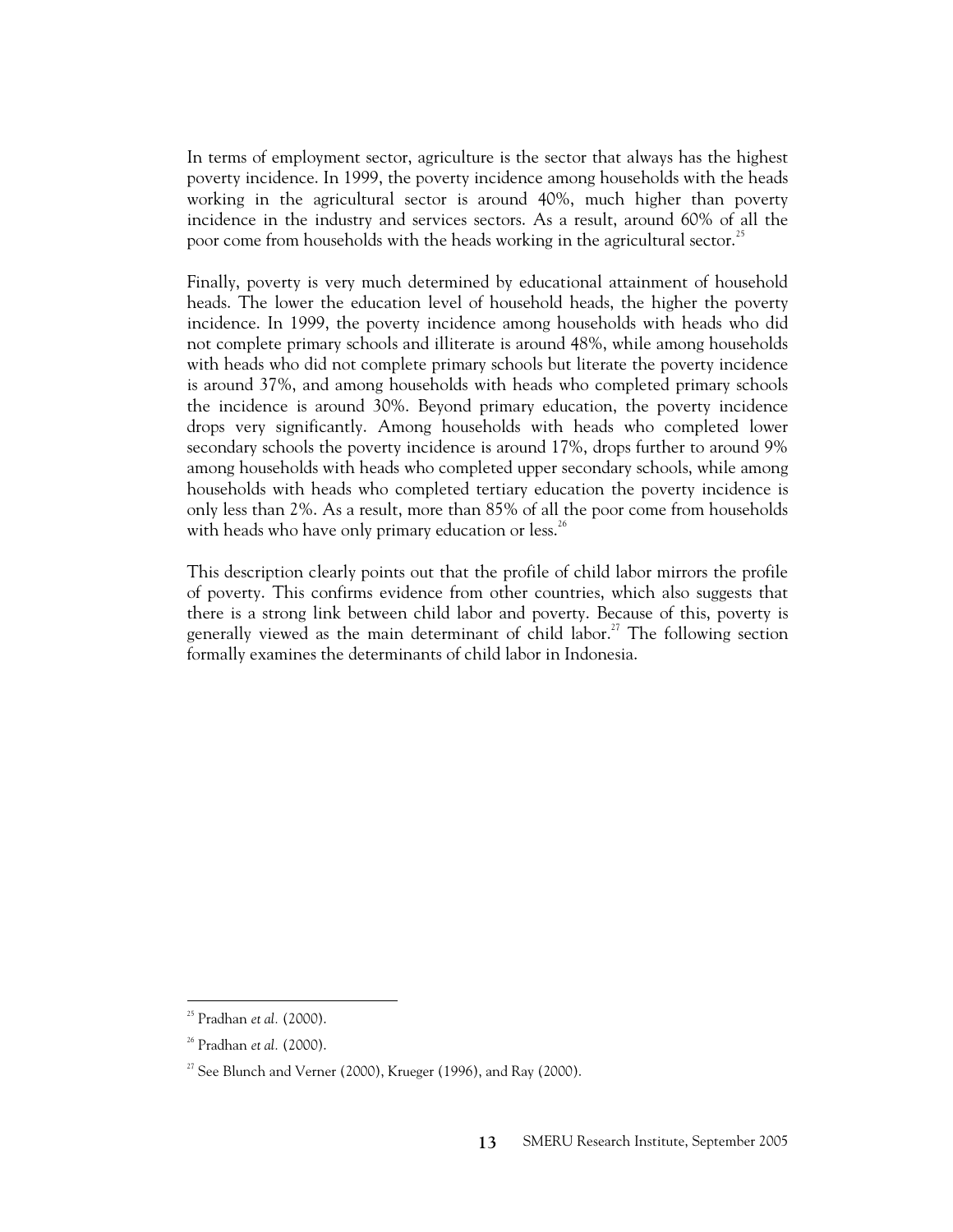In terms of employment sector, agriculture is the sector that always has the highest poverty incidence. In 1999, the poverty incidence among households with the heads working in the agricultural sector is around 40%, much higher than poverty incidence in the industry and services sectors. As a result, around 60% of all the poor come from households with the heads working in the agricultural sector.[25]

Finally, poverty is very much determined by educational attainment of household heads. The lower the education level of household heads, the higher the poverty incidence. In 1999, the poverty incidence among households with heads who did not complete primary schools and illiterate is around 48%, while among households with heads who did not complete primary schools but literate the poverty incidence is around 37%, and among households with heads who completed primary schools the incidence is around 30%. Beyond primary education, the poverty incidence drops very significantly. Among households with heads who completed lower secondary schools the poverty incidence is around 17%, drops further to around 9% among households with heads who completed upper secondary schools, while among households with heads who completed tertiary education the poverty incidence is only less than 2%. As a result, more than 85% of all the poor come from households with heads who have only primary education or less.[26]

This description clearly points out that the profile of child labor mirrors the profile of poverty. This confirms evidence from other countries, which also suggests that there is a strong link between child labor and poverty. Because of this, poverty is generally viewed as the main determinant of child labor.[27] The following section formally examines the determinants of child labor in Indonesia.

---

[25] Pradhan *et al.* (2000).

[26] Pradhan *et al.* (2000).

[27] See Blunch and Verner (2000), Krueger (1996), and Ray (2000).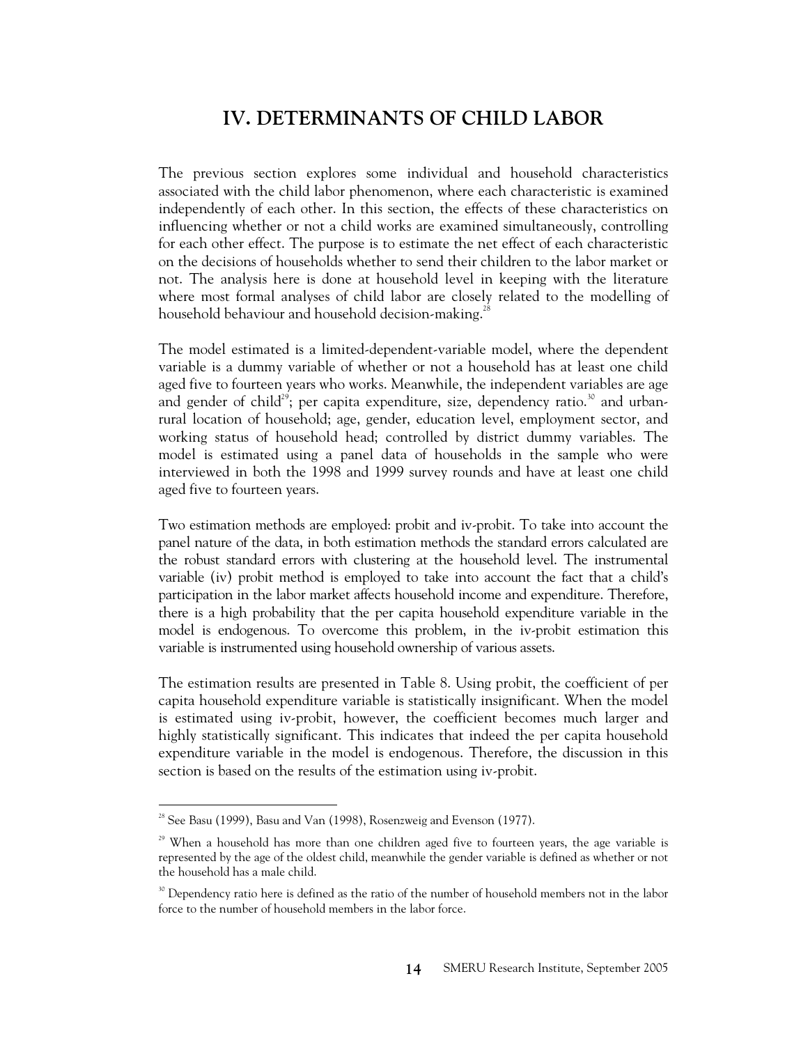# IV. DETERMINANTS OF CHILD LABOR

The previous section explores some individual and household characteristics associated with the child labor phenomenon, where each characteristic is examined independently of each other. In this section, the effects of these characteristics on influencing whether or not a child works are examined simultaneously, controlling for each other effect. The purpose is to estimate the net effect of each characteristic on the decisions of households whether to send their children to the labor market or not. The analysis here is done at household level in keeping with the literature where most formal analyses of child labor are closely related to the modelling of household behaviour and household decision-making.[28]

The model estimated is a limited-dependent-variable model, where the dependent variable is a dummy variable of whether or not a household has at least one child aged five to fourteen years who works. Meanwhile, the independent variables are age and gender of child[29]; per capita expenditure, size, dependency ratio.[30] and urban-rural location of household; age, gender, education level, employment sector, and working status of household head; controlled by district dummy variables. The model is estimated using a panel data of households in the sample who were interviewed in both the 1998 and 1999 survey rounds and have at least one child aged five to fourteen years.

Two estimation methods are employed: probit and iv-probit. To take into account the panel nature of the data, in both estimation methods the standard errors calculated are the robust standard errors with clustering at the household level. The instrumental variable (iv) probit method is employed to take into account the fact that a child's participation in the labor market affects household income and expenditure. Therefore, there is a high probability that the per capita household expenditure variable in the model is endogenous. To overcome this problem, in the iv-probit estimation this variable is instrumented using household ownership of various assets.

The estimation results are presented in Table 8. Using probit, the coefficient of per capita household expenditure variable is statistically insignificant. When the model is estimated using iv-probit, however, the coefficient becomes much larger and highly statistically significant. This indicates that indeed the per capita household expenditure variable in the model is endogenous. Therefore, the discussion in this section is based on the results of the estimation using iv-probit.

---

[28] See Basu (1999), Basu and Van (1998), Rosenzweig and Evenson (1977).

[29] When a household has more than one children aged five to fourteen years, the age variable is represented by the age of the oldest child, meanwhile the gender variable is defined as whether or not the household has a male child.

[30] Dependency ratio here is defined as the ratio of the number of household members not in the labor force to the number of household members in the labor force.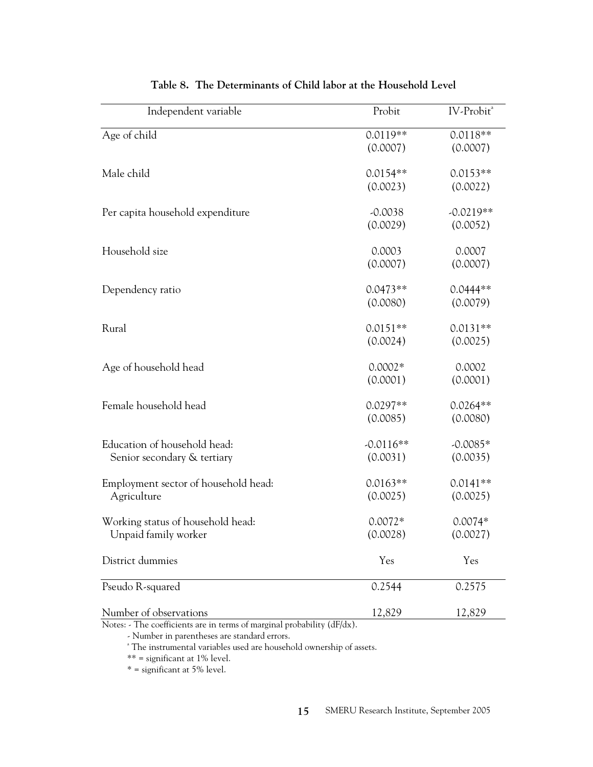**Table 8. The Determinants of Child labor at the Household Level**

| Independent variable | Probit | IV-Probit[a] |
|---|---|---|
| Age of child | 0.0119** | 0.0118** |
| | (0.0007) | (0.0007) |
| Male child | 0.0154** | 0.0153** |
| | (0.0023) | (0.0022) |
| Per capita household expenditure | -0.0038 | -0.0219** |
| | (0.0029) | (0.0052) |
| Household size | 0.0003 | 0.0007 |
| | (0.0007) | (0.0007) |
| Dependency ratio | 0.0473** | 0.0444** |
| | (0.0080) | (0.0079) |
| Rural | 0.0151** | 0.0131** |
| | (0.0024) | (0.0025) |
| Age of household head | 0.0002* | 0.0002 |
| | (0.0001) | (0.0001) |
| Female household head | 0.0297** | 0.0264** |
| | (0.0085) | (0.0080) |
| Education of household head: Senior secondary & tertiary | -0.0116** | -0.0085* |
| | (0.0031) | (0.0035) |
| Employment sector of household head: Agriculture | 0.0163** | 0.0141** |
| | (0.0025) | (0.0025) |
| Working status of household head: Unpaid family worker | 0.0072* | 0.0074* |
| | (0.0028) | (0.0027) |
| District dummies | Yes | Yes |
| Pseudo R-squared | 0.2544 | 0.2575 |
| Number of observations | 12,829 | 12,829 |

Notes: - The coefficients are in terms of marginal probability (dF/dx).

- Number in parentheses are standard errors.

[a] The instrumental variables used are household ownership of assets.

** = significant at 1% level.

* = significant at 5% level.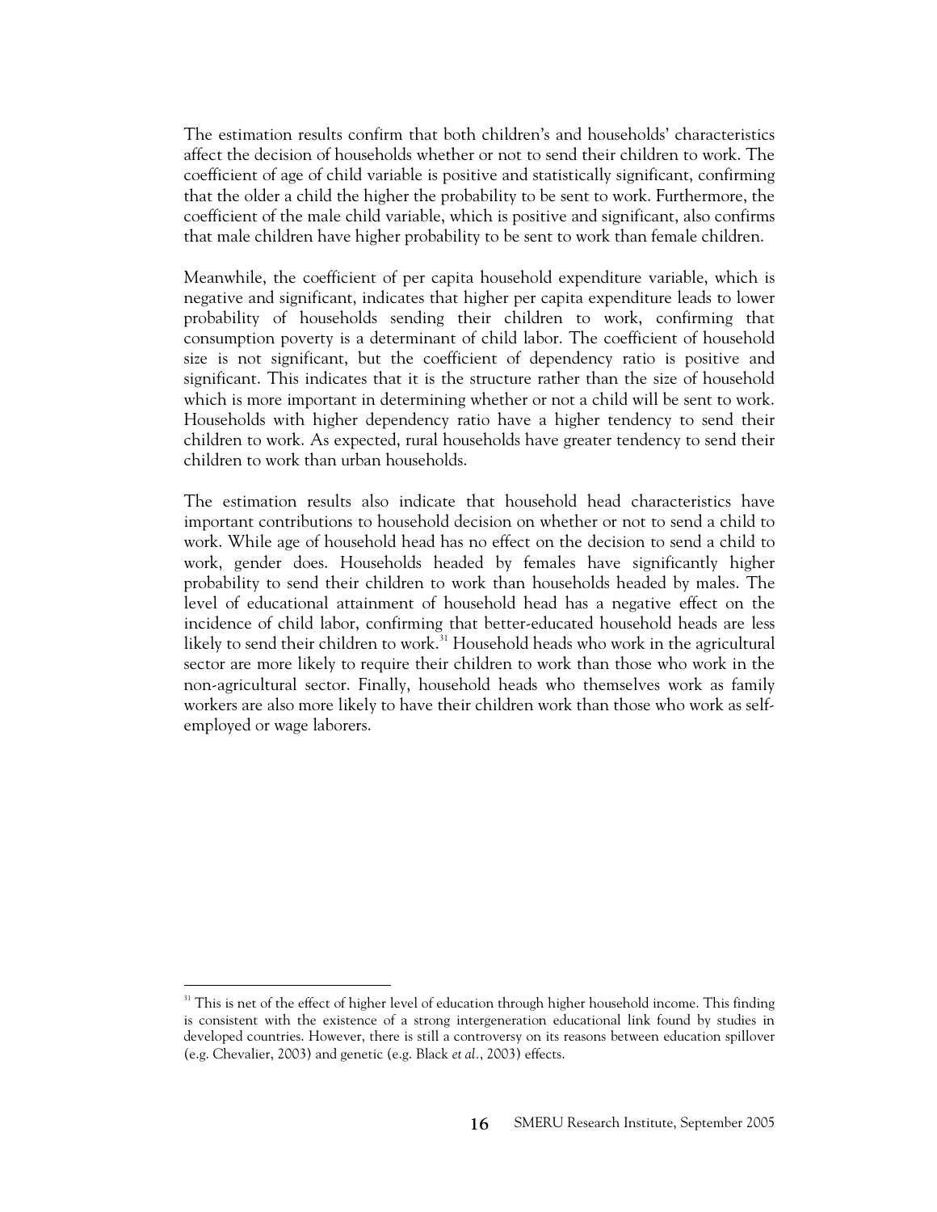The estimation results confirm that both children's and households' characteristics affect the decision of households whether or not to send their children to work. The coefficient of age of child variable is positive and statistically significant, confirming that the older a child the higher the probability to be sent to work. Furthermore, the coefficient of the male child variable, which is positive and significant, also confirms that male children have higher probability to be sent to work than female children.

Meanwhile, the coefficient of per capita household expenditure variable, which is negative and significant, indicates that higher per capita expenditure leads to lower probability of households sending their children to work, confirming that consumption poverty is a determinant of child labor. The coefficient of household size is not significant, but the coefficient of dependency ratio is positive and significant. This indicates that it is the structure rather than the size of household which is more important in determining whether or not a child will be sent to work. Households with higher dependency ratio have a higher tendency to send their children to work. As expected, rural households have greater tendency to send their children to work than urban households.

The estimation results also indicate that household head characteristics have important contributions to household decision on whether or not to send a child to work. While age of household head has no effect on the decision to send a child to work, gender does. Households headed by females have significantly higher probability to send their children to work than households headed by males. The level of educational attainment of household head has a negative effect on the incidence of child labor, confirming that better-educated household heads are less likely to send their children to work.[31] Household heads who work in the agricultural sector are more likely to require their children to work than those who work in the non-agricultural sector. Finally, household heads who themselves work as family workers are also more likely to have their children work than those who work as self-employed or wage laborers.

[31] This is net of the effect of higher level of education through higher household income. This finding is consistent with the existence of a strong intergeneration educational link found by studies in developed countries. However, there is still a controversy on its reasons between education spillover (e.g. Chevalier, 2003) and genetic (e.g. Black *et al.*, 2003) effects.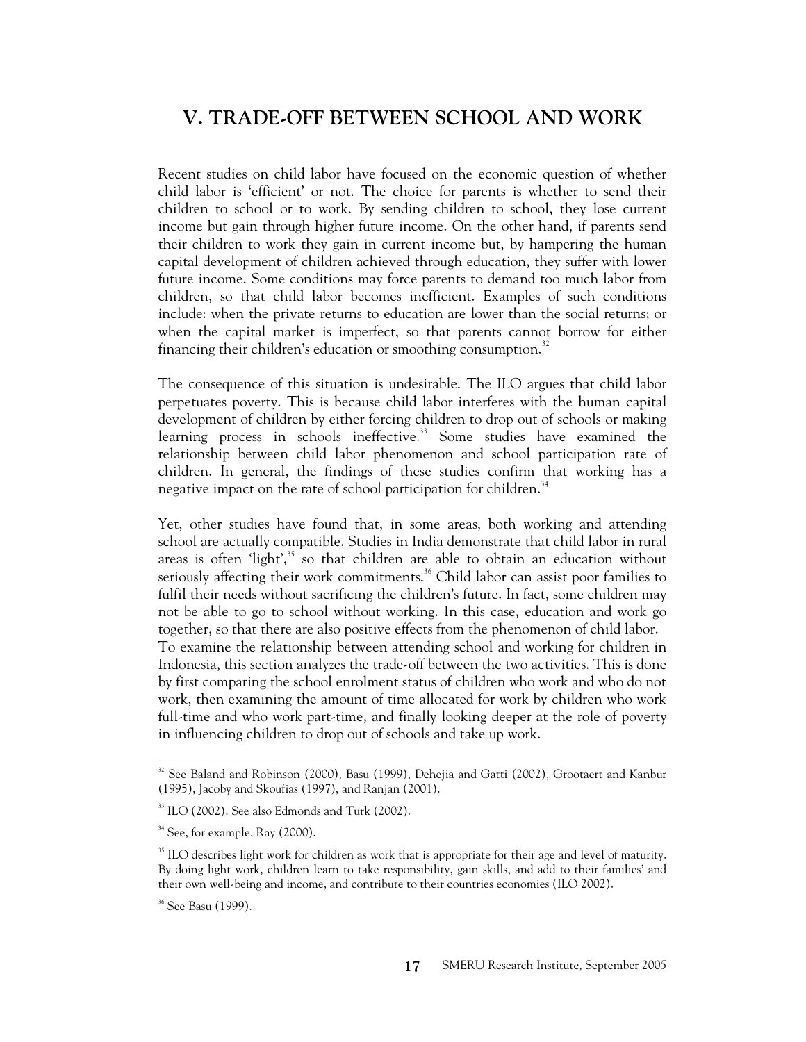# V. TRADE-OFF BETWEEN SCHOOL AND WORK

Recent studies on child labor have focused on the economic question of whether child labor is 'efficient' or not. The choice for parents is whether to send their children to school or to work. By sending children to school, they lose current income but gain through higher future income. On the other hand, if parents send their children to work they gain in current income but, by hampering the human capital development of children achieved through education, they suffer with lower future income. Some conditions may force parents to demand too much labor from children, so that child labor becomes inefficient. Examples of such conditions include: when the private returns to education are lower than the social returns; or when the capital market is imperfect, so that parents cannot borrow for either financing their children's education or smoothing consumption.[32]

The consequence of this situation is undesirable. The ILO argues that child labor perpetuates poverty. This is because child labor interferes with the human capital development of children by either forcing children to drop out of schools or making learning process in schools ineffective.[33] Some studies have examined the relationship between child labor phenomenon and school participation rate of children. In general, the findings of these studies confirm that working has a negative impact on the rate of school participation for children.[34]

Yet, other studies have found that, in some areas, both working and attending school are actually compatible. Studies in India demonstrate that child labor in rural areas is often 'light',[35] so that children are able to obtain an education without seriously affecting their work commitments.[36] Child labor can assist poor families to fulfil their needs without sacrificing the children's future. In fact, some children may not be able to go to school without working. In this case, education and work go together, so that there are also positive effects from the phenomenon of child labor.

To examine the relationship between attending school and working for children in Indonesia, this section analyzes the trade-off between the two activities. This is done by first comparing the school enrolment status of children who work and who do not work, then examining the amount of time allocated for work by children who work full-time and who work part-time, and finally looking deeper at the role of poverty in influencing children to drop out of schools and take up work.

---

[32] See Baland and Robinson (2000), Basu (1999), Dehejia and Gatti (2002), Grootaert and Kanbur (1995), Jacoby and Skoufias (1997), and Ranjan (2001).

[33] ILO (2002). See also Edmonds and Turk (2002).

[34] See, for example, Ray (2000).

[35] ILO describes light work for children as work that is appropriate for their age and level of maturity. By doing light work, children learn to take responsibility, gain skills, and add to their families' and their own well-being and income, and contribute to their countries economies (ILO 2002).

[36] See Basu (1999).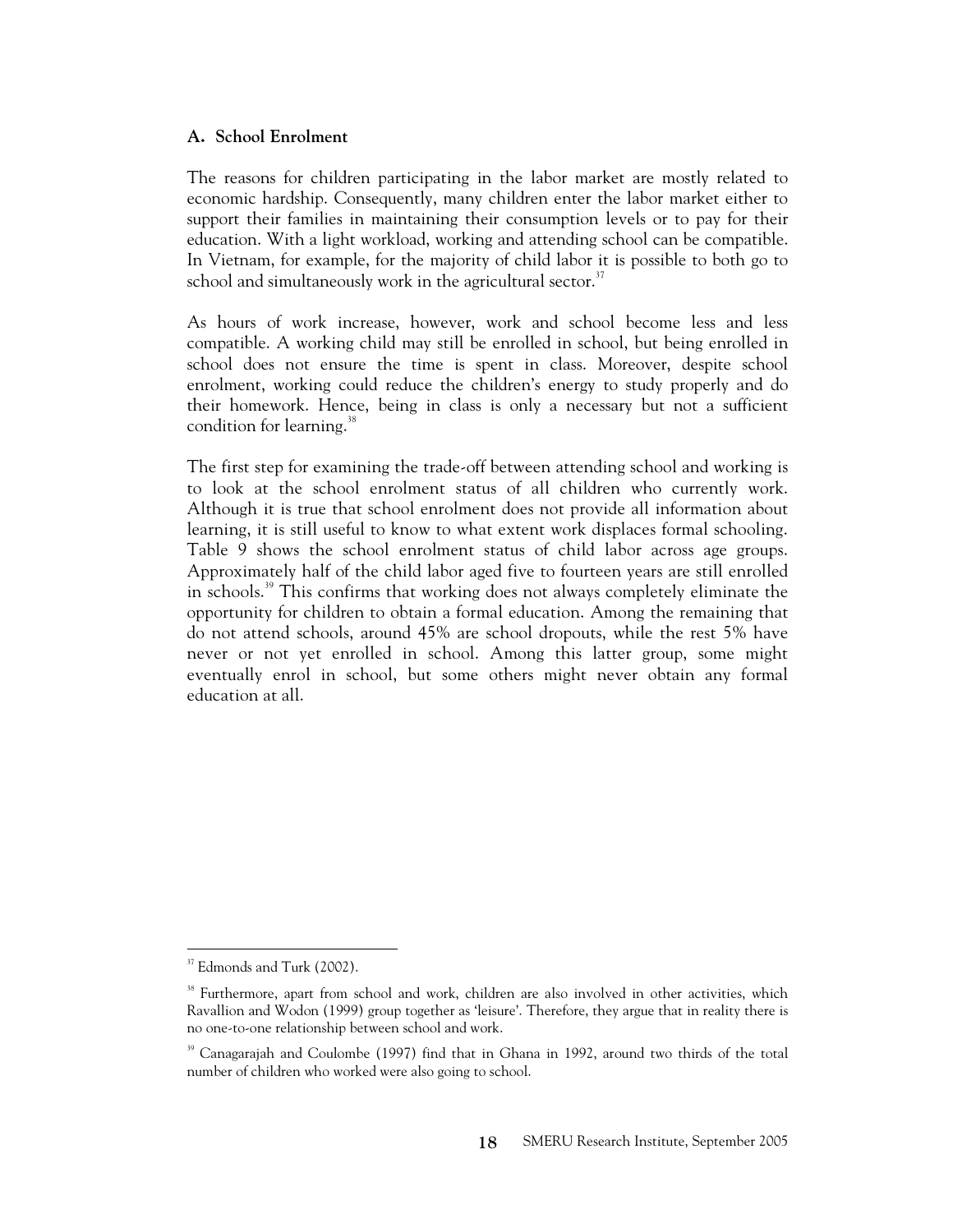### A. School Enrolment

The reasons for children participating in the labor market are mostly related to economic hardship. Consequently, many children enter the labor market either to support their families in maintaining their consumption levels or to pay for their education. With a light workload, working and attending school can be compatible. In Vietnam, for example, for the majority of child labor it is possible to both go to school and simultaneously work in the agricultural sector.[37]

As hours of work increase, however, work and school become less and less compatible. A working child may still be enrolled in school, but being enrolled in school does not ensure the time is spent in class. Moreover, despite school enrolment, working could reduce the children's energy to study properly and do their homework. Hence, being in class is only a necessary but not a sufficient condition for learning.[38]

The first step for examining the trade-off between attending school and working is to look at the school enrolment status of all children who currently work. Although it is true that school enrolment does not provide all information about learning, it is still useful to know to what extent work displaces formal schooling. Table 9 shows the school enrolment status of child labor across age groups. Approximately half of the child labor aged five to fourteen years are still enrolled in schools.[39] This confirms that working does not always completely eliminate the opportunity for children to obtain a formal education. Among the remaining that do not attend schools, around 45% are school dropouts, while the rest 5% have never or not yet enrolled in school. Among this latter group, some might eventually enrol in school, but some others might never obtain any formal education at all.

---

[37] Edmonds and Turk (2002).

[38] Furthermore, apart from school and work, children are also involved in other activities, which Ravallion and Wodon (1999) group together as 'leisure'. Therefore, they argue that in reality there is no one-to-one relationship between school and work.

[39] Canagarajah and Coulombe (1997) find that in Ghana in 1992, around two thirds of the total number of children who worked were also going to school.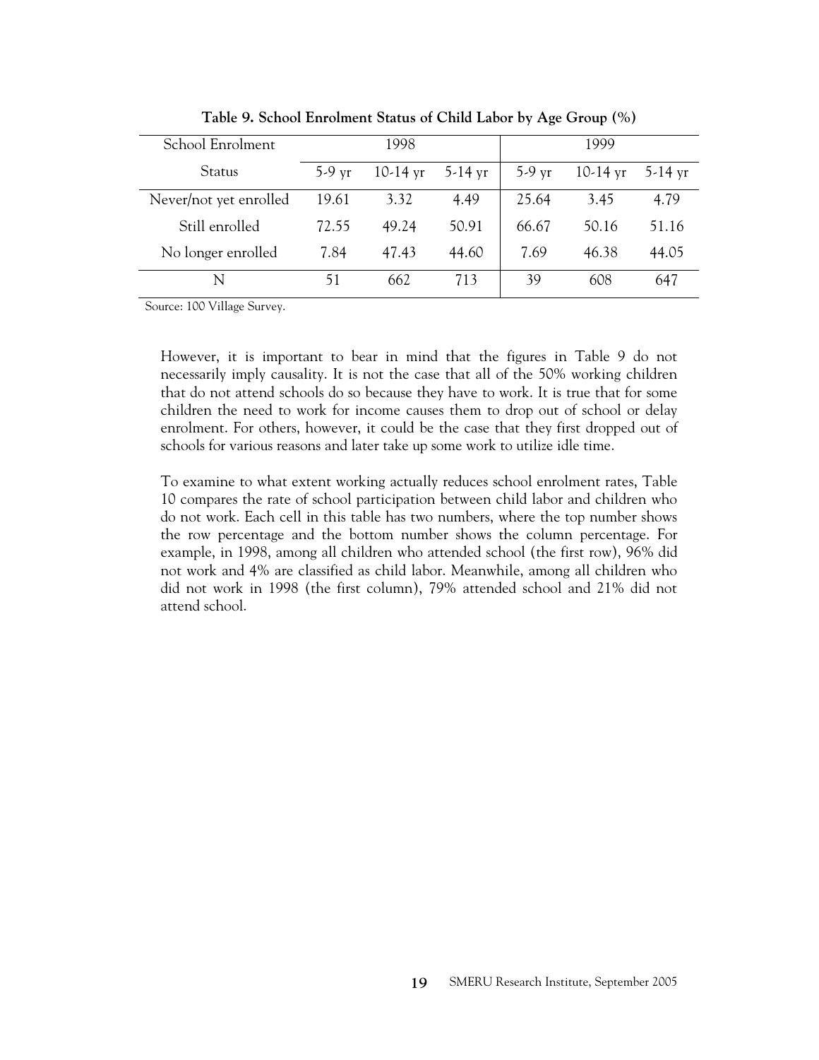**Table 9. School Enrolment Status of Child Labor by Age Group (%)**

| School Enrolment Status | 1998 | | | 1999 | | |
|---|---|---|---|---|---|---|
| | 5-9 yr | 10-14 yr | 5-14 yr | 5-9 yr | 10-14 yr | 5-14 yr |
| Never/not yet enrolled | 19.61 | 3.32 | 4.49 | 25.64 | 3.45 | 4.79 |
| Still enrolled | 72.55 | 49.24 | 50.91 | 66.67 | 50.16 | 51.16 |
| No longer enrolled | 7.84 | 47.43 | 44.60 | 7.69 | 46.38 | 44.05 |
| N | 51 | 662 | 713 | 39 | 608 | 647 |

Source: 100 Village Survey.

However, it is important to bear in mind that the figures in Table 9 do not necessarily imply causality. It is not the case that all of the 50% working children that do not attend schools do so because they have to work. It is true that for some children the need to work for income causes them to drop out of school or delay enrolment. For others, however, it could be the case that they first dropped out of schools for various reasons and later take up some work to utilize idle time.

To examine to what extent working actually reduces school enrolment rates, Table 10 compares the rate of school participation between child labor and children who do not work. Each cell in this table has two numbers, where the top number shows the row percentage and the bottom number shows the column percentage. For example, in 1998, among all children who attended school (the first row), 96% did not work and 4% are classified as child labor. Meanwhile, among all children who did not work in 1998 (the first column), 79% attended school and 21% did not attend school.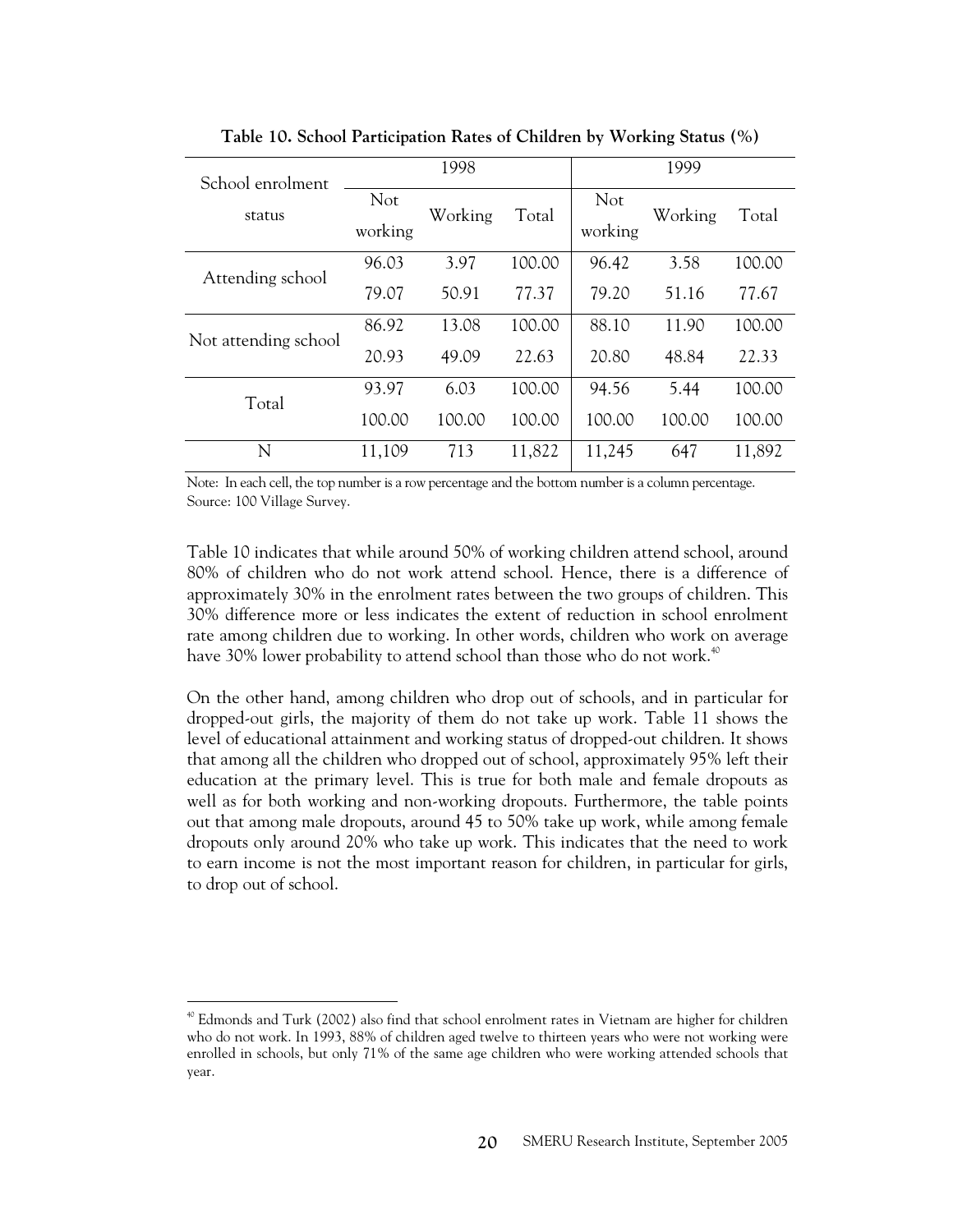**Table 10. School Participation Rates of Children by Working Status (%)**

| School enrolment status | 1998 | | | 1999 | | |
|---|---|---|---|---|---|---|
| | Not working | Working | Total | Not working | Working | Total |
| Attending school | 96.03 | 3.97 | 100.00 | 96.42 | 3.58 | 100.00 |
| | 79.07 | 50.91 | 77.37 | 79.20 | 51.16 | 77.67 |
| Not attending school | 86.92 | 13.08 | 100.00 | 88.10 | 11.90 | 100.00 |
| | 20.93 | 49.09 | 22.63 | 20.80 | 48.84 | 22.33 |
| Total | 93.97 | 6.03 | 100.00 | 94.56 | 5.44 | 100.00 |
| | 100.00 | 100.00 | 100.00 | 100.00 | 100.00 | 100.00 |
| N | 11,109 | 713 | 11,822 | 11,245 | 647 | 11,892 |

Note: In each cell, the top number is a row percentage and the bottom number is a column percentage.
Source: 100 Village Survey.

Table 10 indicates that while around 50% of working children attend school, around 80% of children who do not work attend school. Hence, there is a difference of approximately 30% in the enrolment rates between the two groups of children. This 30% difference more or less indicates the extent of reduction in school enrolment rate among children due to working. In other words, children who work on average have 30% lower probability to attend school than those who do not work.[40]

On the other hand, among children who drop out of schools, and in particular for dropped-out girls, the majority of them do not take up work. Table 11 shows the level of educational attainment and working status of dropped-out children. It shows that among all the children who dropped out of school, approximately 95% left their education at the primary level. This is true for both male and female dropouts as well as for both working and non-working dropouts. Furthermore, the table points out that among male dropouts, around 45 to 50% take up work, while among female dropouts only around 20% who take up work. This indicates that the need to work to earn income is not the most important reason for children, in particular for girls, to drop out of school.

[40] Edmonds and Turk (2002) also find that school enrolment rates in Vietnam are higher for children who do not work. In 1993, 88% of children aged twelve to thirteen years who were not working were enrolled in schools, but only 71% of the same age children who were working attended schools that year.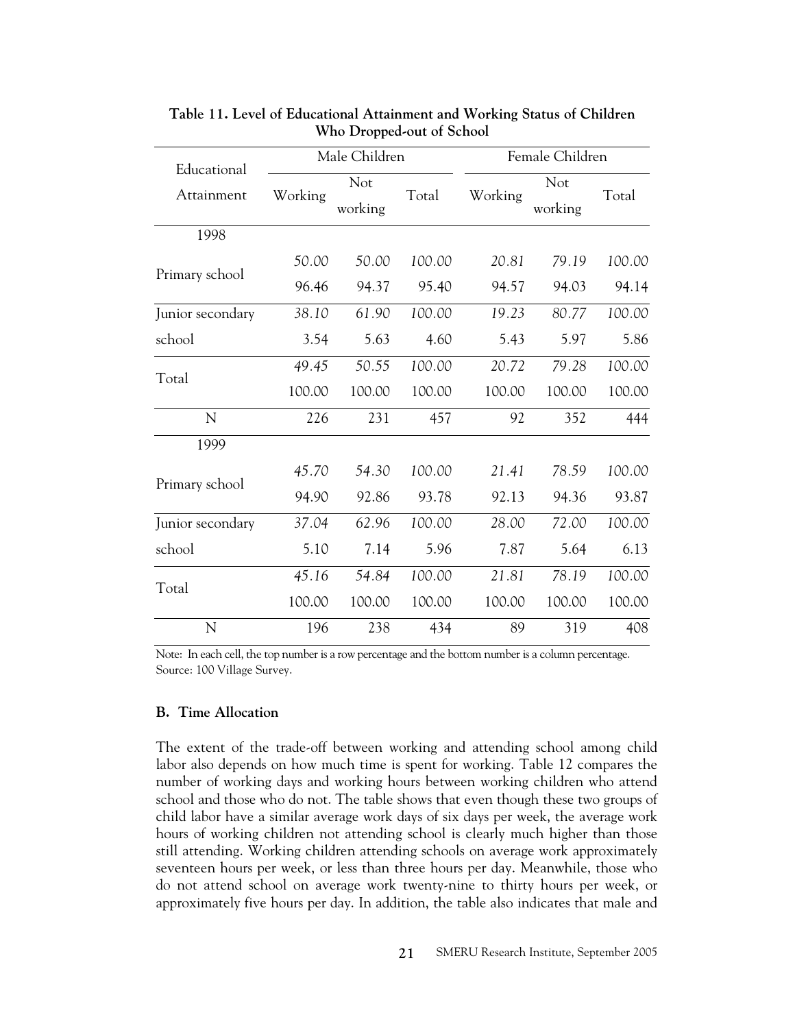**Table 11. Level of Educational Attainment and Working Status of Children Who Dropped-out of School**

| Educational Attainment | Male Children | | | Female Children | | |
|---|---|---|---|---|---|---|
| | Working | Not working | Total | Working | Not working | Total |
| **1998** | | | | | | |
| Primary school | *50.00* | *50.00* | *100.00* | *20.81* | *79.19* | *100.00* |
| | 96.46 | 94.37 | 95.40 | 94.57 | 94.03 | 94.14 |
| Junior secondary school | *38.10* | *61.90* | *100.00* | *19.23* | *80.77* | *100.00* |
| | 3.54 | 5.63 | 4.60 | 5.43 | 5.97 | 5.86 |
| Total | *49.45* | *50.55* | *100.00* | *20.72* | *79.28* | *100.00* |
| | 100.00 | 100.00 | 100.00 | 100.00 | 100.00 | 100.00 |
| N | 226 | 231 | 457 | 92 | 352 | 444 |
| **1999** | | | | | | |
| Primary school | *45.70* | *54.30* | *100.00* | *21.41* | *78.59* | *100.00* |
| | 94.90 | 92.86 | 93.78 | 92.13 | 94.36 | 93.87 |
| Junior secondary school | *37.04* | *62.96* | *100.00* | *28.00* | *72.00* | *100.00* |
| | 5.10 | 7.14 | 5.96 | 7.87 | 5.64 | 6.13 |
| Total | *45.16* | *54.84* | *100.00* | *21.81* | *78.19* | *100.00* |
| | 100.00 | 100.00 | 100.00 | 100.00 | 100.00 | 100.00 |
| N | 196 | 238 | 434 | 89 | 319 | 408 |

Note: In each cell, the top number is a row percentage and the bottom number is a column percentage.
Source: 100 Village Survey.

### B. Time Allocation

The extent of the trade-off between working and attending school among child labor also depends on how much time is spent for working. Table 12 compares the number of working days and working hours between working children who attend school and those who do not. The table shows that even though these two groups of child labor have a similar average work days of six days per week, the average work hours of working children not attending school is clearly much higher than those still attending. Working children attending schools on average work approximately seventeen hours per week, or less than three hours per day. Meanwhile, those who do not attend school on average work twenty-nine to thirty hours per week, or approximately five hours per day. In addition, the table also indicates that male and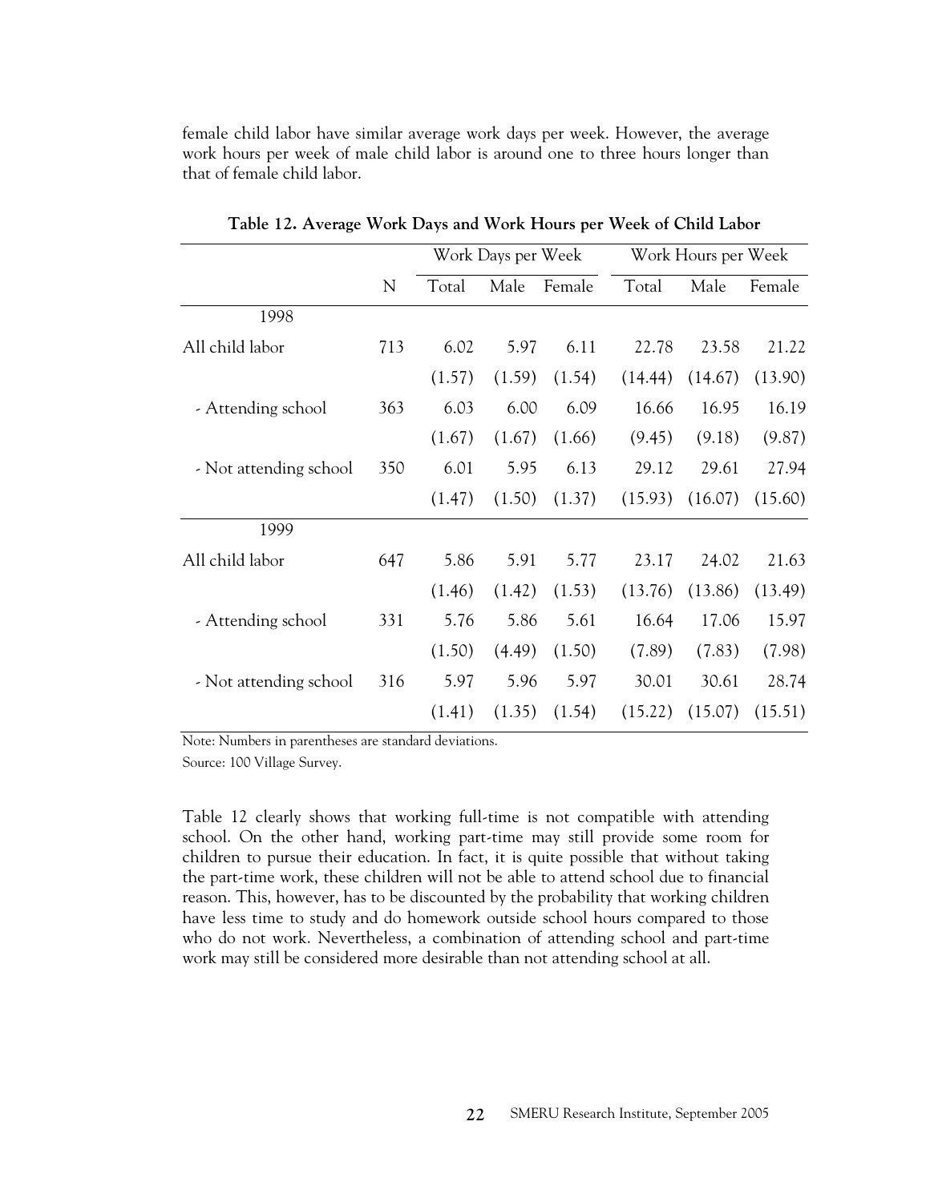female child labor have similar average work days per week. However, the average work hours per week of male child labor is around one to three hours longer than that of female child labor.

**Table 12. Average Work Days and Work Hours per Week of Child Labor**

| | | Work Days per Week | | | Work Hours per Week | | |
|---|---|---|---|---|---|---|---|
| | N | Total | Male | Female | Total | Male | Female |
| 1998 | | | | | | | |
| All child labor | 713 | 6.02 | 5.97 | 6.11 | 22.78 | 23.58 | 21.22 |
| | | (1.57) | (1.59) | (1.54) | (14.44) | (14.67) | (13.90) |
| - Attending school | 363 | 6.03 | 6.00 | 6.09 | 16.66 | 16.95 | 16.19 |
| | | (1.67) | (1.67) | (1.66) | (9.45) | (9.18) | (9.87) |
| - Not attending school | 350 | 6.01 | 5.95 | 6.13 | 29.12 | 29.61 | 27.94 |
| | | (1.47) | (1.50) | (1.37) | (15.93) | (16.07) | (15.60) |
| 1999 | | | | | | | |
| All child labor | 647 | 5.86 | 5.91 | 5.77 | 23.17 | 24.02 | 21.63 |
| | | (1.46) | (1.42) | (1.53) | (13.76) | (13.86) | (13.49) |
| - Attending school | 331 | 5.76 | 5.86 | 5.61 | 16.64 | 17.06 | 15.97 |
| | | (1.50) | (4.49) | (1.50) | (7.89) | (7.83) | (7.98) |
| - Not attending school | 316 | 5.97 | 5.96 | 5.97 | 30.01 | 30.61 | 28.74 |
| | | (1.41) | (1.35) | (1.54) | (15.22) | (15.07) | (15.51) |

Note: Numbers in parentheses are standard deviations.

Source: 100 Village Survey.

Table 12 clearly shows that working full-time is not compatible with attending school. On the other hand, working part-time may still provide some room for children to pursue their education. In fact, it is quite possible that without taking the part-time work, these children will not be able to attend school due to financial reason. This, however, has to be discounted by the probability that working children have less time to study and do homework outside school hours compared to those who do not work. Nevertheless, a combination of attending school and part-time work may still be considered more desirable than not attending school at all.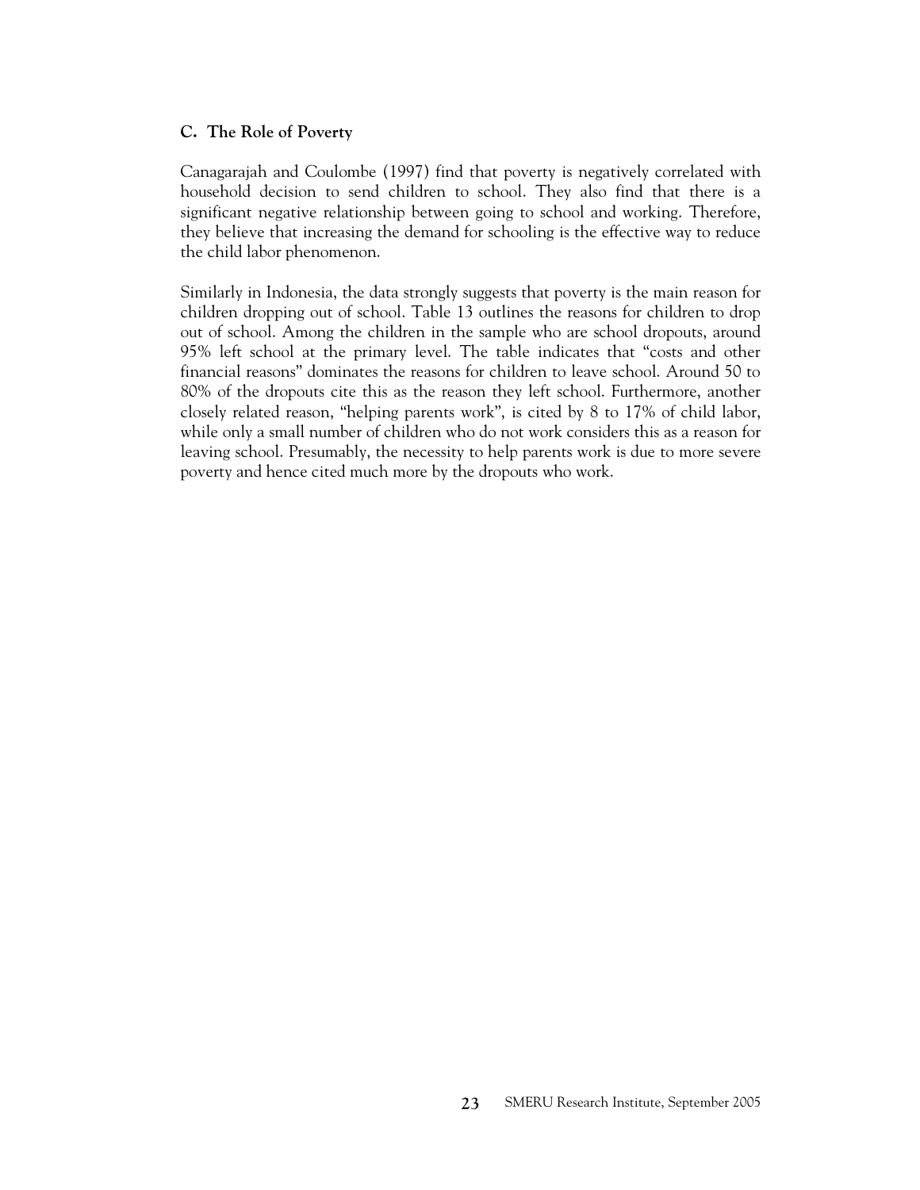### C. The Role of Poverty

Canagarajah and Coulombe (1997) find that poverty is negatively correlated with household decision to send children to school. They also find that there is a significant negative relationship between going to school and working. Therefore, they believe that increasing the demand for schooling is the effective way to reduce the child labor phenomenon.

Similarly in Indonesia, the data strongly suggests that poverty is the main reason for children dropping out of school. Table 13 outlines the reasons for children to drop out of school. Among the children in the sample who are school dropouts, around 95% left school at the primary level. The table indicates that "costs and other financial reasons" dominates the reasons for children to leave school. Around 50 to 80% of the dropouts cite this as the reason they left school. Furthermore, another closely related reason, "helping parents work", is cited by 8 to 17% of child labor, while only a small number of children who do not work considers this as a reason for leaving school. Presumably, the necessity to help parents work is due to more severe poverty and hence cited much more by the dropouts who work.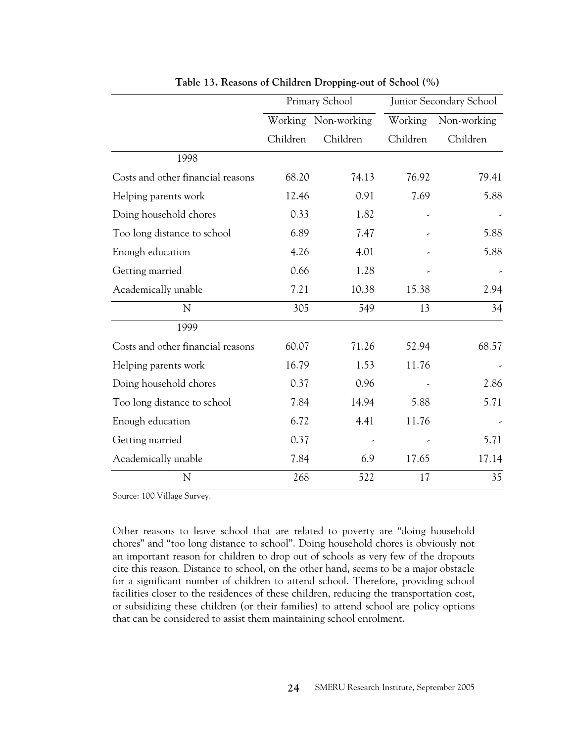**Table 13. Reasons of Children Dropping-out of School (%)**

| | Primary School | | Junior Secondary School | |
|---|---|---|---|---|
| | Working Children | Non-working Children | Working Children | Non-working Children |
| 1998 | | | | |
| Costs and other financial reasons | 68.20 | 74.13 | 76.92 | 79.41 |
| Helping parents work | 12.46 | 0.91 | 7.69 | 5.88 |
| Doing household chores | 0.33 | 1.82 | - | - |
| Too long distance to school | 6.89 | 7.47 | - | 5.88 |
| Enough education | 4.26 | 4.01 | - | 5.88 |
| Getting married | 0.66 | 1.28 | - | - |
| Academically unable | 7.21 | 10.38 | 15.38 | 2.94 |
| N | 305 | 549 | 13 | 34 |
| 1999 | | | | |
| Costs and other financial reasons | 60.07 | 71.26 | 52.94 | 68.57 |
| Helping parents work | 16.79 | 1.53 | 11.76 | - |
| Doing household chores | 0.37 | 0.96 | - | 2.86 |
| Too long distance to school | 7.84 | 14.94 | 5.88 | 5.71 |
| Enough education | 6.72 | 4.41 | 11.76 | - |
| Getting married | 0.37 | - | - | 5.71 |
| Academically unable | 7.84 | 6.9 | 17.65 | 17.14 |
| N | 268 | 522 | 17 | 35 |

Source: 100 Village Survey.

Other reasons to leave school that are related to poverty are "doing household chores" and "too long distance to school". Doing household chores is obviously not an important reason for children to drop out of schools as very few of the dropouts cite this reason. Distance to school, on the other hand, seems to be a major obstacle for a significant number of children to attend school. Therefore, providing school facilities closer to the residences of these children, reducing the transportation cost, or subsidizing these children (or their families) to attend school are policy options that can be considered to assist them maintaining school enrolment.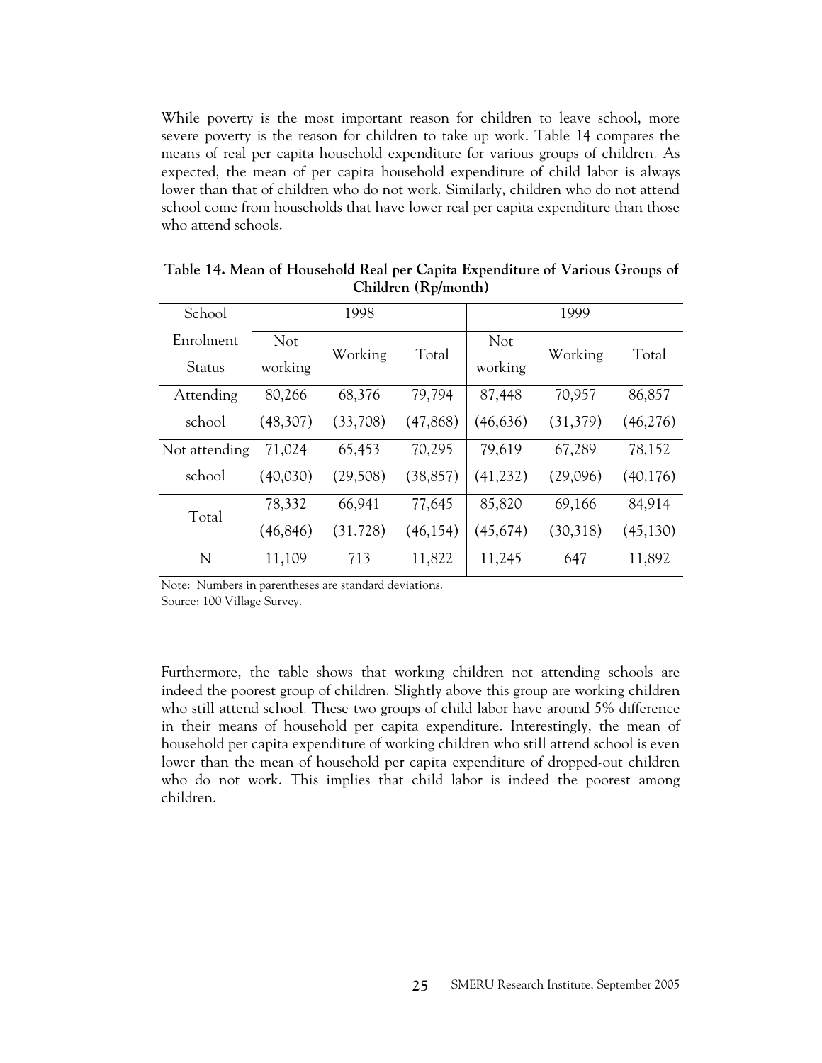While poverty is the most important reason for children to leave school, more severe poverty is the reason for children to take up work. Table 14 compares the means of real per capita household expenditure for various groups of children. As expected, the mean of per capita household expenditure of child labor is always lower than that of children who do not work. Similarly, children who do not attend school come from households that have lower real per capita expenditure than those who attend schools.

**Table 14. Mean of Household Real per Capita Expenditure of Various Groups of Children (Rp/month)**

| School Enrolment Status | 1998 | | | 1999 | | |
|---|---|---|---|---|---|---|
| | Not working | Working | Total | Not working | Working | Total |
| Attending school | 80,266<br>(48,307) | 68,376<br>(33,708) | 79,794<br>(47,868) | 87,448<br>(46,636) | 70,957<br>(31,379) | 86,857<br>(46,276) |
| Not attending school | 71,024<br>(40,030) | 65,453<br>(29,508) | 70,295<br>(38,857) | 79,619<br>(41,232) | 67,289<br>(29,096) | 78,152<br>(40,176) |
| Total | 78,332<br>(46,846) | 66,941<br>(31.728) | 77,645<br>(46,154) | 85,820<br>(45,674) | 69,166<br>(30,318) | 84,914<br>(45,130) |
| N | 11,109 | 713 | 11,822 | 11,245 | 647 | 11,892 |

Note: Numbers in parentheses are standard deviations.
Source: 100 Village Survey.

Furthermore, the table shows that working children not attending schools are indeed the poorest group of children. Slightly above this group are working children who still attend school. These two groups of child labor have around 5% difference in their means of household per capita expenditure. Interestingly, the mean of household per capita expenditure of working children who still attend school is even lower than the mean of household per capita expenditure of dropped-out children who do not work. This implies that child labor is indeed the poorest among children.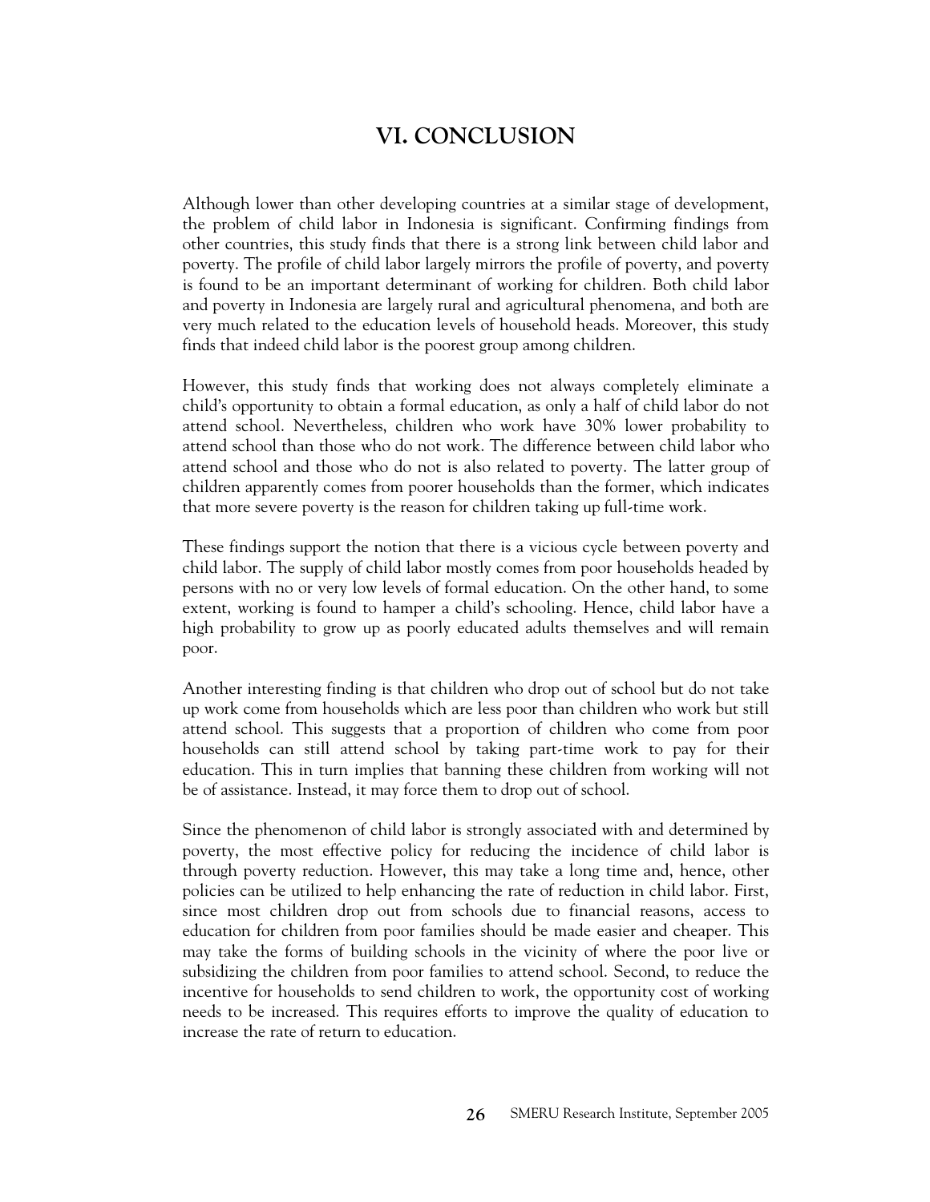# VI. CONCLUSION

Although lower than other developing countries at a similar stage of development, the problem of child labor in Indonesia is significant. Confirming findings from other countries, this study finds that there is a strong link between child labor and poverty. The profile of child labor largely mirrors the profile of poverty, and poverty is found to be an important determinant of working for children. Both child labor and poverty in Indonesia are largely rural and agricultural phenomena, and both are very much related to the education levels of household heads. Moreover, this study finds that indeed child labor is the poorest group among children.

However, this study finds that working does not always completely eliminate a child's opportunity to obtain a formal education, as only a half of child labor do not attend school. Nevertheless, children who work have 30% lower probability to attend school than those who do not work. The difference between child labor who attend school and those who do not is also related to poverty. The latter group of children apparently comes from poorer households than the former, which indicates that more severe poverty is the reason for children taking up full-time work.

These findings support the notion that there is a vicious cycle between poverty and child labor. The supply of child labor mostly comes from poor households headed by persons with no or very low levels of formal education. On the other hand, to some extent, working is found to hamper a child's schooling. Hence, child labor have a high probability to grow up as poorly educated adults themselves and will remain poor.

Another interesting finding is that children who drop out of school but do not take up work come from households which are less poor than children who work but still attend school. This suggests that a proportion of children who come from poor households can still attend school by taking part-time work to pay for their education. This in turn implies that banning these children from working will not be of assistance. Instead, it may force them to drop out of school.

Since the phenomenon of child labor is strongly associated with and determined by poverty, the most effective policy for reducing the incidence of child labor is through poverty reduction. However, this may take a long time and, hence, other policies can be utilized to help enhancing the rate of reduction in child labor. First, since most children drop out from schools due to financial reasons, access to education for children from poor families should be made easier and cheaper. This may take the forms of building schools in the vicinity of where the poor live or subsidizing the children from poor families to attend school. Second, to reduce the incentive for households to send children to work, the opportunity cost of working needs to be increased. This requires efforts to improve the quality of education to increase the rate of return to education.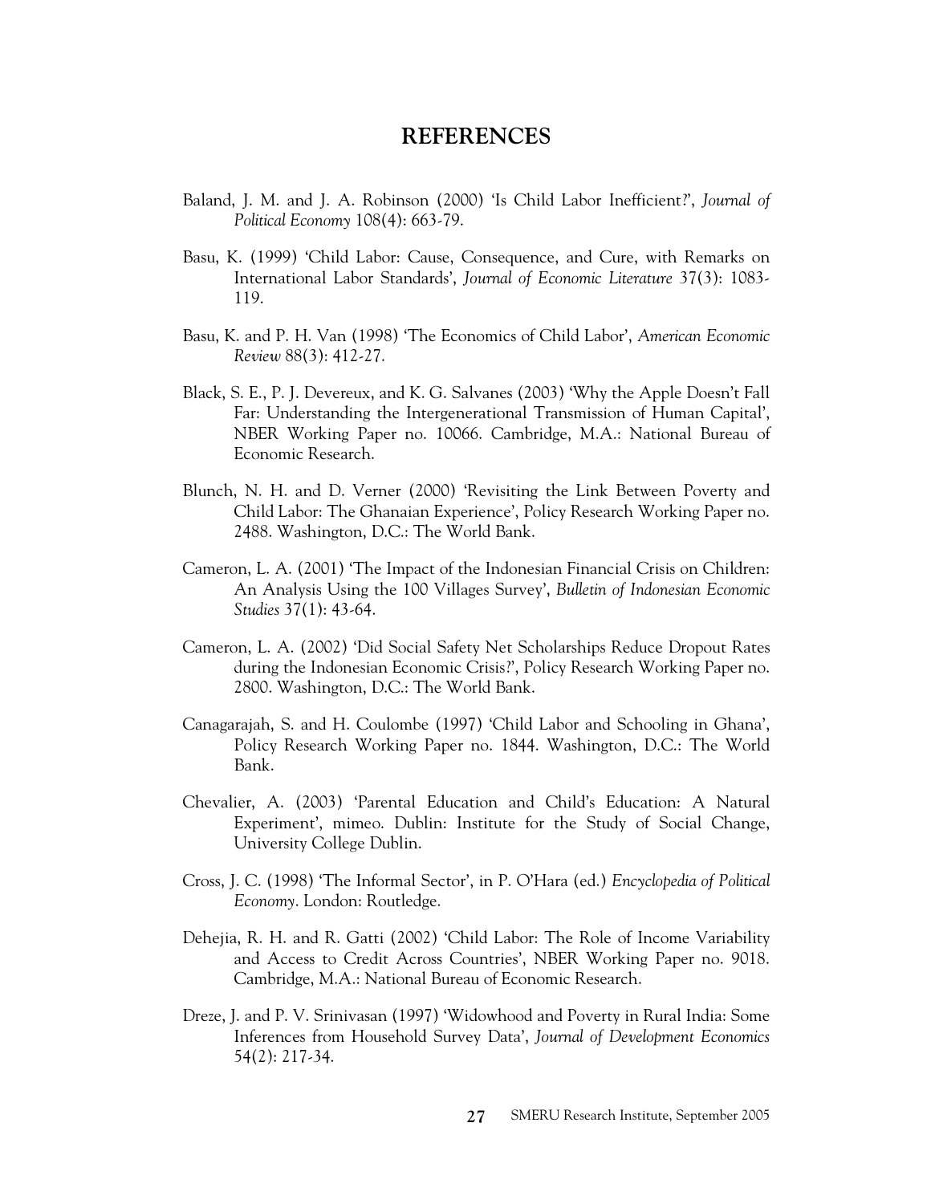# REFERENCES

Baland, J. M. and J. A. Robinson (2000) 'Is Child Labor Inefficient?', *Journal of Political Economy* 108(4): 663-79.

Basu, K. (1999) 'Child Labor: Cause, Consequence, and Cure, with Remarks on International Labor Standards', *Journal of Economic Literature* 37(3): 1083-119.

Basu, K. and P. H. Van (1998) 'The Economics of Child Labor', *American Economic Review* 88(3): 412-27.

Black, S. E., P. J. Devereux, and K. G. Salvanes (2003) 'Why the Apple Doesn't Fall Far: Understanding the Intergenerational Transmission of Human Capital', NBER Working Paper no. 10066. Cambridge, M.A.: National Bureau of Economic Research.

Blunch, N. H. and D. Verner (2000) 'Revisiting the Link Between Poverty and Child Labor: The Ghanaian Experience', Policy Research Working Paper no. 2488. Washington, D.C.: The World Bank.

Cameron, L. A. (2001) 'The Impact of the Indonesian Financial Crisis on Children: An Analysis Using the 100 Villages Survey', *Bulletin of Indonesian Economic Studies* 37(1): 43-64.

Cameron, L. A. (2002) 'Did Social Safety Net Scholarships Reduce Dropout Rates during the Indonesian Economic Crisis?', Policy Research Working Paper no. 2800. Washington, D.C.: The World Bank.

Canagarajah, S. and H. Coulombe (1997) 'Child Labor and Schooling in Ghana', Policy Research Working Paper no. 1844. Washington, D.C.: The World Bank.

Chevalier, A. (2003) 'Parental Education and Child's Education: A Natural Experiment', mimeo. Dublin: Institute for the Study of Social Change, University College Dublin.

Cross, J. C. (1998) 'The Informal Sector', in P. O'Hara (ed.) *Encyclopedia of Political Economy*. London: Routledge.

Dehejia, R. H. and R. Gatti (2002) 'Child Labor: The Role of Income Variability and Access to Credit Across Countries', NBER Working Paper no. 9018. Cambridge, M.A.: National Bureau of Economic Research.

Dreze, J. and P. V. Srinivasan (1997) 'Widowhood and Poverty in Rural India: Some Inferences from Household Survey Data', *Journal of Development Economics* 54(2): 217-34.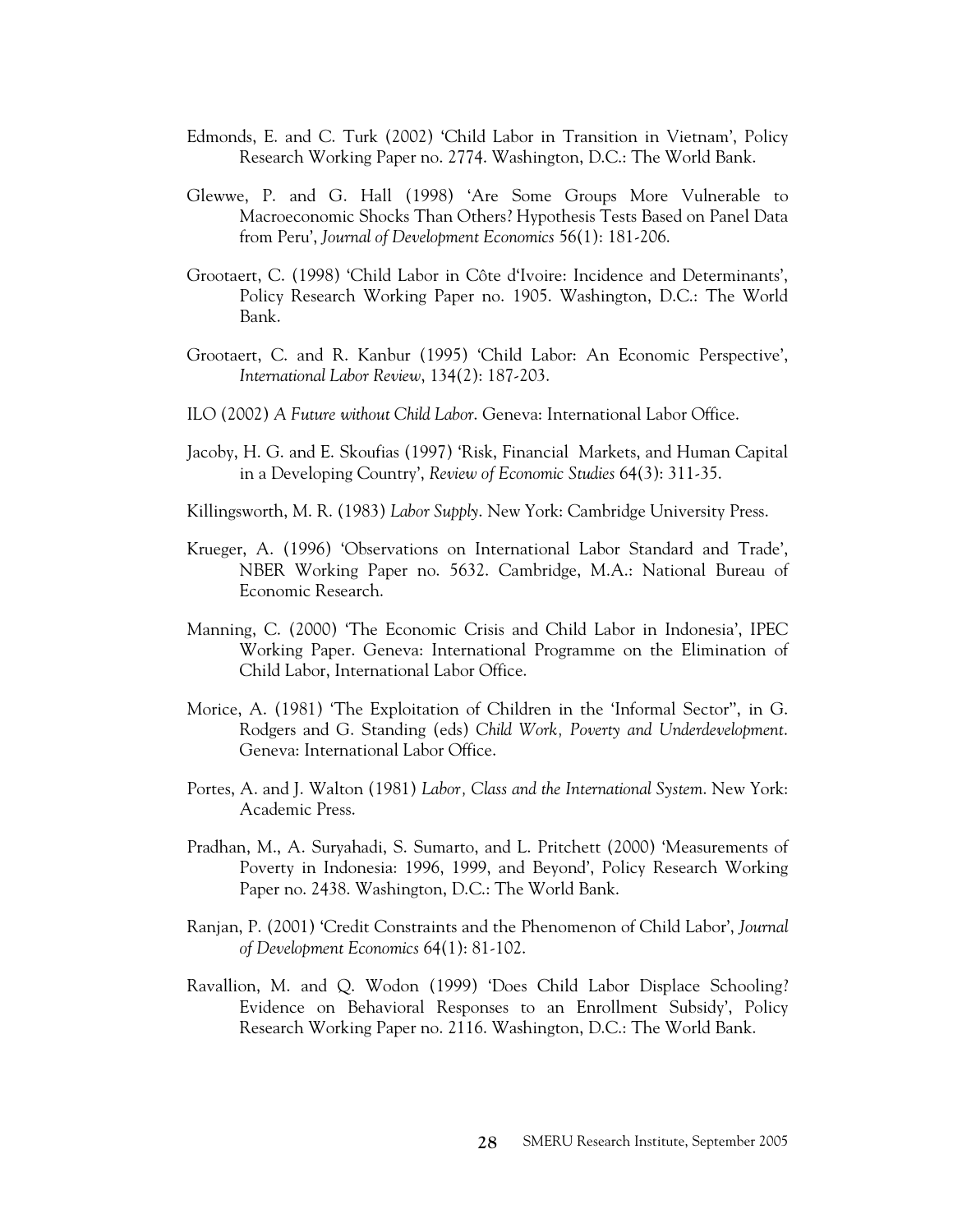Edmonds, E. and C. Turk (2002) 'Child Labor in Transition in Vietnam', Policy Research Working Paper no. 2774. Washington, D.C.: The World Bank.

Glewwe, P. and G. Hall (1998) 'Are Some Groups More Vulnerable to Macroeconomic Shocks Than Others? Hypothesis Tests Based on Panel Data from Peru', *Journal of Development Economics* 56(1): 181-206.

Grootaert, C. (1998) 'Child Labor in Côte d'Ivoire: Incidence and Determinants', Policy Research Working Paper no. 1905. Washington, D.C.: The World Bank.

Grootaert, C. and R. Kanbur (1995) 'Child Labor: An Economic Perspective', *International Labor Review*, 134(2): 187-203.

ILO (2002) *A Future without Child Labor*. Geneva: International Labor Office.

Jacoby, H. G. and E. Skoufias (1997) 'Risk, Financial Markets, and Human Capital in a Developing Country', *Review of Economic Studies* 64(3): 311-35.

Killingsworth, M. R. (1983) *Labor Supply*. New York: Cambridge University Press.

Krueger, A. (1996) 'Observations on International Labor Standard and Trade', NBER Working Paper no. 5632. Cambridge, M.A.: National Bureau of Economic Research.

Manning, C. (2000) 'The Economic Crisis and Child Labor in Indonesia', IPEC Working Paper. Geneva: International Programme on the Elimination of Child Labor, International Labor Office.

Morice, A. (1981) 'The Exploitation of Children in the 'Informal Sector'', in G. Rodgers and G. Standing (eds) *Child Work, Poverty and Underdevelopment*. Geneva: International Labor Office.

Portes, A. and J. Walton (1981) *Labor, Class and the International System*. New York: Academic Press.

Pradhan, M., A. Suryahadi, S. Sumarto, and L. Pritchett (2000) 'Measurements of Poverty in Indonesia: 1996, 1999, and Beyond', Policy Research Working Paper no. 2438. Washington, D.C.: The World Bank.

Ranjan, P. (2001) 'Credit Constraints and the Phenomenon of Child Labor', *Journal of Development Economics* 64(1): 81-102.

Ravallion, M. and Q. Wodon (1999) 'Does Child Labor Displace Schooling? Evidence on Behavioral Responses to an Enrollment Subsidy', Policy Research Working Paper no. 2116. Washington, D.C.: The World Bank.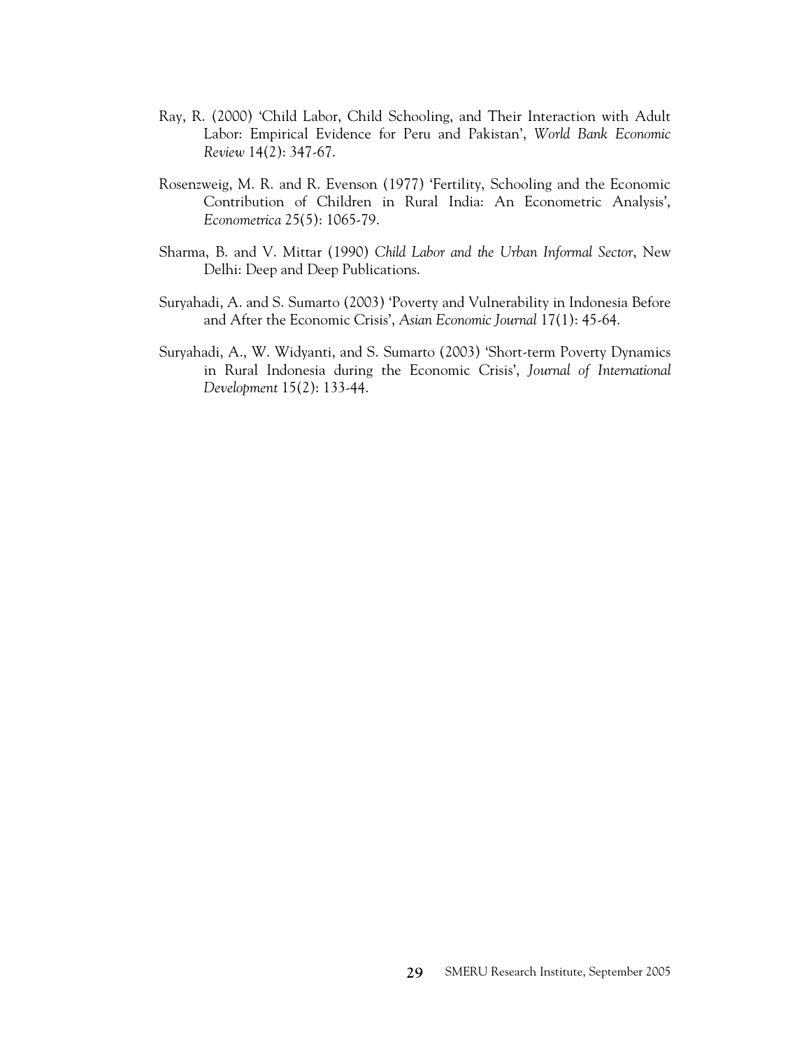Ray, R. (2000) 'Child Labor, Child Schooling, and Their Interaction with Adult Labor: Empirical Evidence for Peru and Pakistan', *World Bank Economic Review* 14(2): 347-67.

Rosenzweig, M. R. and R. Evenson (1977) 'Fertility, Schooling and the Economic Contribution of Children in Rural India: An Econometric Analysis', *Econometrica* 25(5): 1065-79.

Sharma, B. and V. Mittar (1990) *Child Labor and the Urban Informal Sector*, New Delhi: Deep and Deep Publications.

Suryahadi, A. and S. Sumarto (2003) 'Poverty and Vulnerability in Indonesia Before and After the Economic Crisis', *Asian Economic Journal* 17(1): 45-64.

Suryahadi, A., W. Widyanti, and S. Sumarto (2003) 'Short-term Poverty Dynamics in Rural Indonesia during the Economic Crisis', *Journal of International Development* 15(2): 133-44.